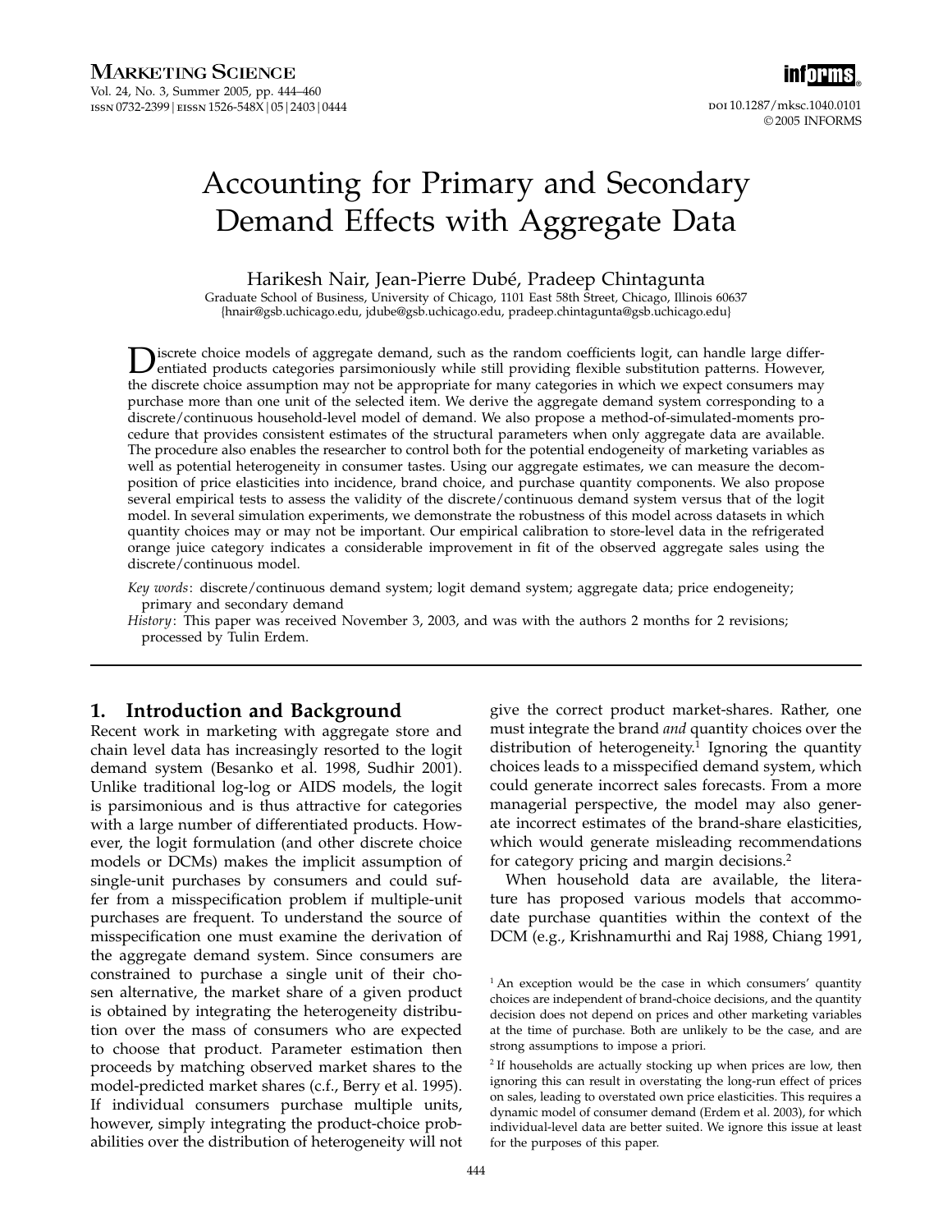# Accounting for Primary and Secondary Demand Effects with Aggregate Data

Harikesh Nair, Jean-Pierre Dubé, Pradeep Chintagunta

Graduate School of Business, University of Chicago, 1101 East 58th Street, Chicago, Illinois 60637
{hnair@gsb.uchicago.edu, jdube@gsb.uchicago.edu, pradeep.chintagunta@gsb.uchicago.edu}

Discrete choice models of aggregate demand, such as the random coefficients logit, can handle large differentiated products categories parsimoniously while still providing flexible substitution patterns. However, the discrete choice assumption may not be appropriate for many categories in which we expect consumers may purchase more than one unit of the selected item. We derive the aggregate demand system corresponding to a discrete/continuous household-level model of demand. We also propose a method-of-simulated-moments procedure that provides consistent estimates of the structural parameters when only aggregate data are available. The procedure also enables the researcher to control both for the potential endogeneity of marketing variables as well as potential heterogeneity in consumer tastes. Using our aggregate estimates, we can measure the decomposition of price elasticities into incidence, brand choice, and purchase quantity components. We also propose several empirical tests to assess the validity of the discrete/continuous demand system versus that of the logit model. In several simulation experiments, we demonstrate the robustness of this model across datasets in which quantity choices may or may not be important. Our empirical calibration to store-level data in the refrigerated orange juice category indicates a considerable improvement in fit of the observed aggregate sales using the discrete/continuous model.

*Key words*: discrete/continuous demand system; logit demand system; aggregate data; price endogeneity; primary and secondary demand

*History*: This paper was received November 3, 2003, and was with the authors 2 months for 2 revisions; processed by Tulin Erdem.

## 1. Introduction and Background

Recent work in marketing with aggregate store and chain level data has increasingly resorted to the logit demand system (Besanko et al. 1998, Sudhir 2001). Unlike traditional log-log or AIDS models, the logit is parsimonious and is thus attractive for categories with a large number of differentiated products. However, the logit formulation (and other discrete choice models or DCMs) makes the implicit assumption of single-unit purchases by consumers and could suffer from a misspecification problem if multiple-unit purchases are frequent. To understand the source of misspecification one must examine the derivation of the aggregate demand system. Since consumers are constrained to purchase a single unit of their chosen alternative, the market share of a given product is obtained by integrating the heterogeneity distribution over the mass of consumers who are expected to choose that product. Parameter estimation then proceeds by matching observed market shares to the model-predicted market shares (c.f., Berry et al. 1995). If individual consumers purchase multiple units, however, simply integrating the product-choice probabilities over the distribution of heterogeneity will not give the correct product market-shares. Rather, one must integrate the brand *and* quantity choices over the distribution of heterogeneity.[1] Ignoring the quantity choices leads to a misspecified demand system, which could generate incorrect sales forecasts. From a more managerial perspective, the model may also generate incorrect estimates of the brand-share elasticities, which would generate misleading recommendations for category pricing and margin decisions.[2]

When household data are available, the literature has proposed various models that accommodate purchase quantities within the context of the DCM (e.g., Krishnamurthi and Raj 1988, Chiang 1991,

[1] An exception would be the case in which consumers' quantity choices are independent of brand-choice decisions, and the quantity decision does not depend on prices and other marketing variables at the time of purchase. Both are unlikely to be the case, and are strong assumptions to impose a priori.

[2] If households are actually stocking up when prices are low, then ignoring this can result in overstating the long-run effect of prices on sales, leading to overstated own price elasticities. This requires a dynamic model of consumer demand (Erdem et al. 2003), for which individual-level data are better suited. We ignore this issue at least for the purposes of this paper.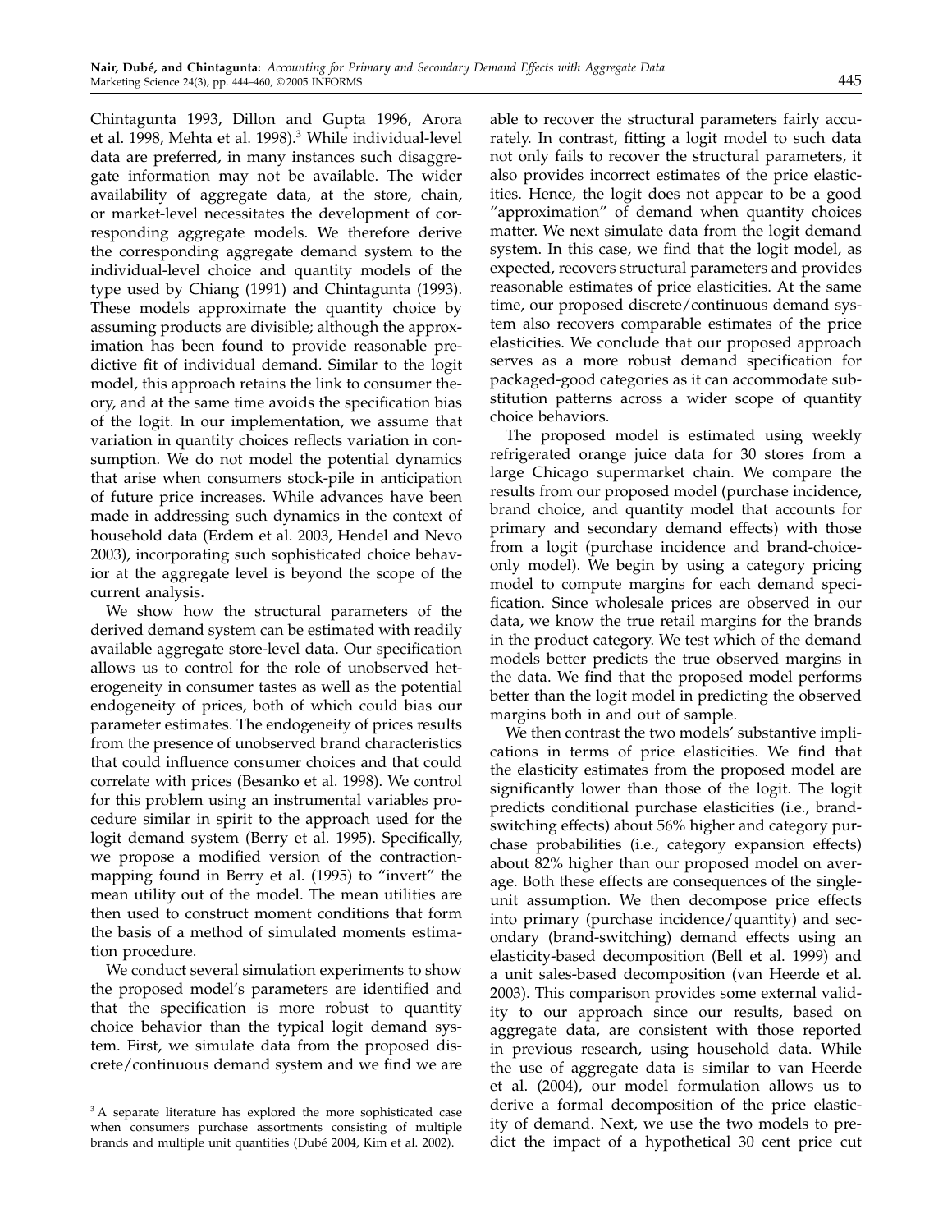Chintagunta 1993, Dillon and Gupta 1996, Arora et al. 1998, Mehta et al. 1998).[3] While individual-level data are preferred, in many instances such disaggregate information may not be available. The wider availability of aggregate data, at the store, chain, or market-level necessitates the development of corresponding aggregate models. We therefore derive the corresponding aggregate demand system to the individual-level choice and quantity models of the type used by Chiang (1991) and Chintagunta (1993). These models approximate the quantity choice by assuming products are divisible; although the approximation has been found to provide reasonable predictive fit of individual demand. Similar to the logit model, this approach retains the link to consumer theory, and at the same time avoids the specification bias of the logit. In our implementation, we assume that variation in quantity choices reflects variation in consumption. We do not model the potential dynamics that arise when consumers stock-pile in anticipation of future price increases. While advances have been made in addressing such dynamics in the context of household data (Erdem et al. 2003, Hendel and Nevo 2003), incorporating such sophisticated choice behavior at the aggregate level is beyond the scope of the current analysis.

We show how the structural parameters of the derived demand system can be estimated with readily available aggregate store-level data. Our specification allows us to control for the role of unobserved heterogeneity in consumer tastes as well as the potential endogeneity of prices, both of which could bias our parameter estimates. The endogeneity of prices results from the presence of unobserved brand characteristics that could influence consumer choices and that could correlate with prices (Besanko et al. 1998). We control for this problem using an instrumental variables procedure similar in spirit to the approach used for the logit demand system (Berry et al. 1995). Specifically, we propose a modified version of the contraction-mapping found in Berry et al. (1995) to "invert" the mean utility out of the model. The mean utilities are then used to construct moment conditions that form the basis of a method of simulated moments estimation procedure.

We conduct several simulation experiments to show the proposed model's parameters are identified and that the specification is more robust to quantity choice behavior than the typical logit demand system. First, we simulate data from the proposed discrete/continuous demand system and we find we are able to recover the structural parameters fairly accurately. In contrast, fitting a logit model to such data not only fails to recover the structural parameters, it also provides incorrect estimates of the price elasticities. Hence, the logit does not appear to be a good "approximation" of demand when quantity choices matter. We next simulate data from the logit demand system. In this case, we find that the logit model, as expected, recovers structural parameters and provides reasonable estimates of price elasticities. At the same time, our proposed discrete/continuous demand system also recovers comparable estimates of the price elasticities. We conclude that our proposed approach serves as a more robust demand specification for packaged-good categories as it can accommodate substitution patterns across a wider scope of quantity choice behaviors.

The proposed model is estimated using weekly refrigerated orange juice data for 30 stores from a large Chicago supermarket chain. We compare the results from our proposed model (purchase incidence, brand choice, and quantity model that accounts for primary and secondary demand effects) with those from a logit (purchase incidence and brand-choice-only model). We begin by using a category pricing model to compute margins for each demand specification. Since wholesale prices are observed in our data, we know the true retail margins for the brands in the product category. We test which of the demand models better predicts the true observed margins in the data. We find that the proposed model performs better than the logit model in predicting the observed margins both in and out of sample.

We then contrast the two models' substantive implications in terms of price elasticities. We find that the elasticity estimates from the proposed model are significantly lower than those of the logit. The logit predicts conditional purchase elasticities (i.e., brand-switching effects) about 56% higher and category purchase probabilities (i.e., category expansion effects) about 82% higher than our proposed model on average. Both these effects are consequences of the single-unit assumption. We then decompose price effects into primary (purchase incidence/quantity) and secondary (brand-switching) demand effects using an elasticity-based decomposition (Bell et al. 1999) and a unit sales-based decomposition (van Heerde et al. 2003). This comparison provides some external validity to our approach since our results, based on aggregate data, are consistent with those reported in previous research, using household data. While the use of aggregate data is similar to van Heerde et al. (2004), our model formulation allows us to derive a formal decomposition of the price elasticity of demand. Next, we use the two models to predict the impact of a hypothetical 30 cent price cut

[3] A separate literature has explored the more sophisticated case when consumers purchase assortments consisting of multiple brands and multiple unit quantities (Dubé 2004, Kim et al. 2002).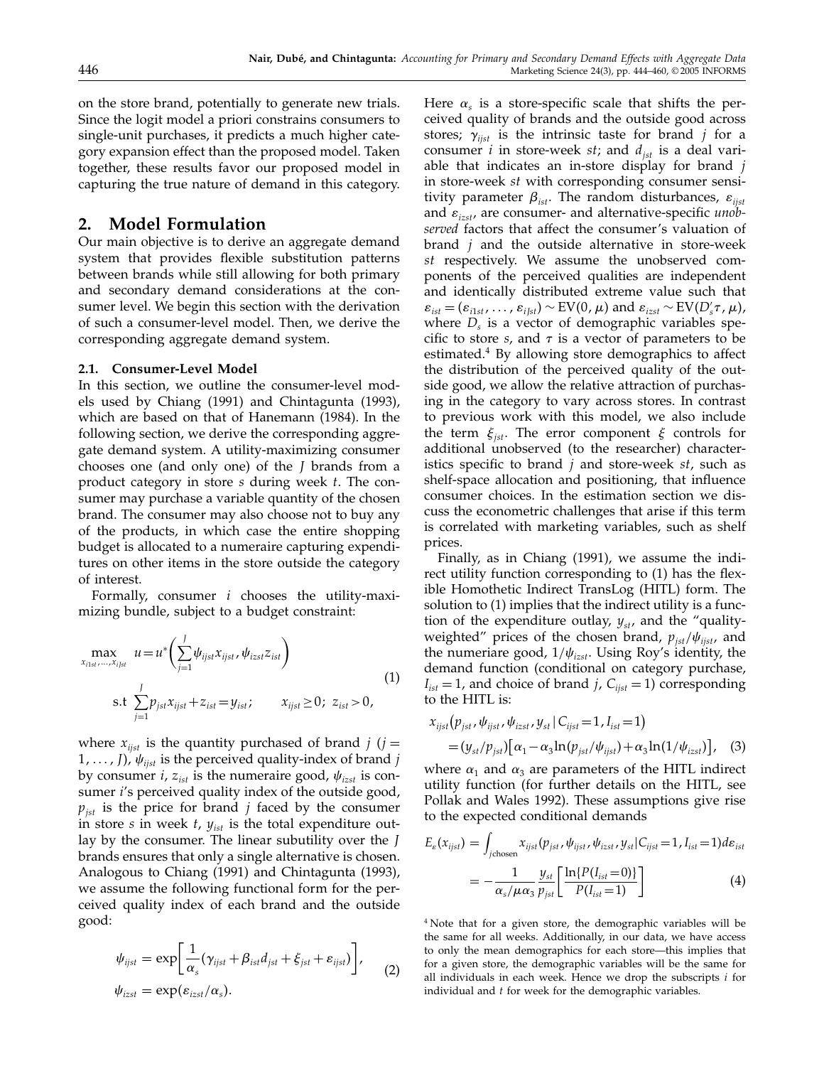on the store brand, potentially to generate new trials. Since the logit model a priori constrains consumers to single-unit purchases, it predicts a much higher category expansion effect than the proposed model. Taken together, these results favor our proposed model in capturing the true nature of demand in this category.

## 2. Model Formulation

Our main objective is to derive an aggregate demand system that provides flexible substitution patterns between brands while still allowing for both primary and secondary demand considerations at the consumer level. We begin this section with the derivation of such a consumer-level model. Then, we derive the corresponding aggregate demand system.

### 2.1. Consumer-Level Model

In this section, we outline the consumer-level models used by Chiang (1991) and Chintagunta (1993), which are based on that of Hanemann (1984). In the following section, we derive the corresponding aggregate demand system. A utility-maximizing consumer chooses one (and only one) of the $J$ brands from a product category in store $s$ during week $t$. The consumer may purchase a variable quantity of the chosen brand. The consumer may also choose not to buy any of the products, in which case the entire shopping budget is allocated to a numeraire capturing expenditures on other items in the store outside the category of interest.

Formally, consumer $i$ chooses the utility-maximizing bundle, subject to a budget constraint:

$$
\begin{aligned}
&\max_{x_{i1st},\ldots,x_{iJst}} \quad u = u^*\left(\sum_{j=1}^{J} \psi_{ijst} x_{ijst}, \psi_{izst} z_{ist}\right) \\
&\text{s.t} \ \sum_{j=1}^{J} p_{jst} x_{ijst} + z_{ist} = y_{ist}; \qquad x_{ijst} \geq 0;\ z_{ist} > 0,
\end{aligned} \tag{1}
$$

where $x_{ijst}$ is the quantity purchased of brand $j$ ($j = 1, \ldots, J$), $\psi_{ijst}$ is the perceived quality-index of brand $j$ by consumer $i$, $z_{ist}$ is the numeraire good, $\psi_{izst}$ is consumer $i$'s perceived quality index of the outside good, $p_{jst}$ is the price for brand $j$ faced by the consumer in store $s$ in week $t$, $y_{ist}$ is the total expenditure outlay by the consumer. The linear subutility over the $J$ brands ensures that only a single alternative is chosen. Analogous to Chiang (1991) and Chintagunta (1993), we assume the following functional form for the perceived quality index of each brand and the outside good:

$$
\begin{aligned}
\psi_{ijst} &= \exp\left[\frac{1}{\alpha_s}(\gamma_{ijst} + \beta_{ist} d_{jst} + \xi_{jst} + \varepsilon_{ijst})\right], \\
\psi_{izst} &= \exp(\varepsilon_{izst}/\alpha_s).
\end{aligned} \tag{2}
$$

Here $\alpha_s$ is a store-specific scale that shifts the perceived quality of brands and the outside good across stores; $\gamma_{ijst}$ is the intrinsic taste for brand $j$ for a consumer $i$ in store-week $st$; and $d_{jst}$ is a deal variable that indicates an in-store display for brand $j$ in store-week $st$ with corresponding consumer sensitivity parameter $\beta_{ist}$. The random disturbances, $\varepsilon_{ijst}$ and $\varepsilon_{izst}$, are consumer- and alternative-specific *unobserved* factors that affect the consumer's valuation of brand $j$ and the outside alternative in store-week $st$ respectively. We assume the unobserved components of the perceived qualities are independent and identically distributed extreme value such that $\varepsilon_{ist} = (\varepsilon_{i1st}, \ldots, \varepsilon_{iJst}) \sim \text{EV}(0, \mu)$ and $\varepsilon_{izst} \sim \text{EV}(D_s'\tau, \mu)$, where $D_s$ is a vector of demographic variables specific to store $s$, and $\tau$ is a vector of parameters to be estimated.[4] By allowing store demographics to affect the distribution of the perceived quality of the outside good, we allow the relative attraction of purchasing in the category to vary across stores. In contrast to previous work with this model, we also include the term $\xi_{jst}$. The error component $\xi$ controls for additional unobserved (to the researcher) characteristics specific to brand $j$ and store-week $st$, such as shelf-space allocation and positioning, that influence consumer choices. In the estimation section we discuss the econometric challenges that arise if this term is correlated with marketing variables, such as shelf prices.

Finally, as in Chiang (1991), we assume the indirect utility function corresponding to (1) has the flexible Homothetic Indirect TransLog (HITL) form. The solution to (1) implies that the indirect utility is a function of the expenditure outlay, $y_{st}$, and the "quality-weighted" prices of the chosen brand, $p_{jst}/\psi_{ijst}$, and the numeriare good, $1/\psi_{izst}$. Using Roy's identity, the demand function (conditional on category purchase, $I_{ist} = 1$, and choice of brand $j$, $C_{ijst} = 1$) corresponding to the HITL is:

$$
\begin{aligned}
&x_{ijst}\big(p_{jst}, \psi_{ijst}, \psi_{izst}, y_{st} \mid C_{ijst} = 1, I_{ist} = 1\big) \\
&\quad = (y_{st}/p_{jst})\big[\alpha_1 - \alpha_3 \ln(p_{jst}/\psi_{ijst}) + \alpha_3 \ln(1/\psi_{izst})\big],
\end{aligned} \tag{3}
$$

where $\alpha_1$ and $\alpha_3$ are parameters of the HITL indirect utility function (for further details on the HITL, see Pollak and Wales 1992). These assumptions give rise to the expected conditional demands

$$
\begin{aligned}
E_\varepsilon(x_{ijst}) &= \int_{j\text{chosen}} x_{ijst}(p_{jst}, \psi_{ijst}, \psi_{izst}, y_{st} \mid C_{ijst} = 1, I_{ist} = 1)\, d\varepsilon_{ist} \\
&= -\frac{1}{\alpha_s/\mu\alpha_3} \frac{y_{st}}{p_{jst}} \left[\frac{\ln\{P(I_{ist} = 0)\}}{P(I_{ist} = 1)}\right]
\end{aligned} \tag{4}
$$

[4] Note that for a given store, the demographic variables will be the same for all weeks. Additionally, in our data, we have access to only the mean demographics for each store—this implies that for a given store, the demographic variables will be the same for all individuals in each week. Hence we drop the subscripts $i$ for individual and $t$ for week for the demographic variables.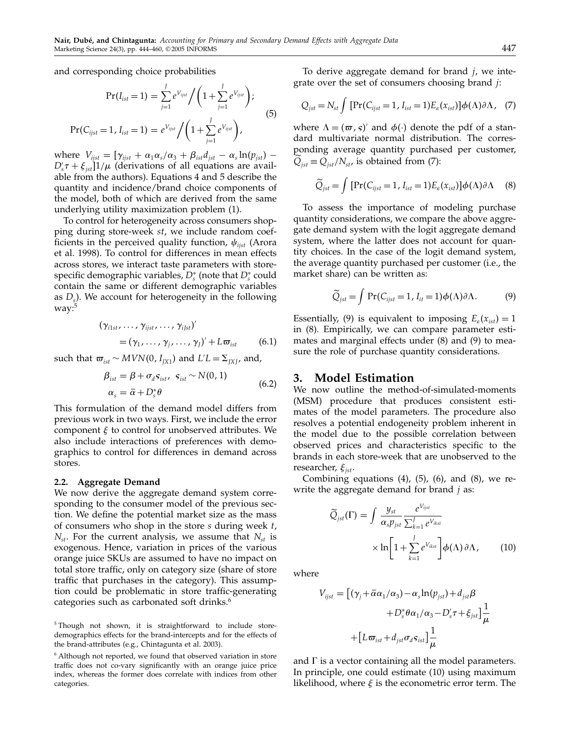and corresponding choice probabilities

$$\Pr(I_{ist}=1) = \sum_{j=1}^{J} e^{V_{ijst}} \Big/ \left(1+\sum_{j=1}^{J} e^{V_{ijst}}\right);$$
$$\Pr(C_{ijst}=1, I_{ist}=1) = e^{V_{ijst}} \Big/ \left(1+\sum_{j=1}^{J} e^{V_{ijst}}\right), \tag{5}$$

where $V_{ijst} = [\gamma_{ijst} + \alpha_1\alpha_s/\alpha_3 + \beta_{ist}d_{jst} - \alpha_s \ln(p_{jst}) - D_s'\tau + \xi_{jst}]1/\mu$ (derivations of all equations are available from the authors). Equations 4 and 5 describe the quantity and incidence/brand choice components of the model, both of which are derived from the same underlying utility maximization problem (1).

To control for heterogeneity across consumers shopping during store-week $st$, we include random coefficients in the perceived quality function, $\psi_{ijst}$ (Arora et al. 1998). To control for differences in mean effects across stores, we interact taste parameters with store-specific demographic variables, $D_s^*$ (note that $D_s^*$ could contain the same or different demographic variables as $D_s$). We account for heterogeneity in the following way:[5]

$$(\gamma_{i1st}, \ldots, \gamma_{ijst}, \ldots, \gamma_{iJst})' = (\gamma_1, \ldots, \gamma_j, \ldots, \gamma_J)' + L\varpi_{ist} \tag{6.1}$$

such that $\varpi_{ist} \sim MVN(0, I_{JX1})$ and $L'L = \Sigma_{JXJ}$, and,

$$\beta_{ist} = \beta + \sigma_d \varsigma_{ist}, \ \ \varsigma_{ist} \sim N(0,1)$$
$$\alpha_s = \bar{\alpha} + D_s^* \theta \tag{6.2}$$

This formulation of the demand model differs from previous work in two ways. First, we include the error component $\xi$ to control for unobserved attributes. We also include interactions of preferences with demographics to control for differences in demand across stores.

### 2.2. Aggregate Demand

We now derive the aggregate demand system corresponding to the consumer model of the previous section. We define the potential market size as the mass of consumers who shop in the store $s$ during week $t$, $N_{st}$. For the current analysis, we assume that $N_{st}$ is exogenous. Hence, variation in prices of the various orange juice SKUs are assumed to have no impact on total store traffic, only on category size (share of store traffic that purchases in the category). This assumption could be problematic in store traffic-generating categories such as carbonated soft drinks.[6]

To derive aggregate demand for brand $j$, we integrate over the set of consumers choosing brand $j$:

$$Q_{jst} = N_{st} \int [\Pr(C_{ijst}=1, I_{ist}=1) E_\varepsilon(x_{ist})] \phi(\Lambda) \partial\Lambda, \tag{7}$$

where $\Lambda = (\varpi, \varsigma)'$ and $\phi(\cdot)$ denote the pdf of a standard multivariate normal distribution. The corresponding average quantity purchased per customer, $\widetilde{Q}_{jst} \equiv Q_{jst}/N_{st}$, is obtained from (7):

$$\widetilde{Q}_{jst} = \int [\Pr(C_{ijst}=1, I_{ist}=1) E_\varepsilon(x_{ist})] \phi(\Lambda) \partial\Lambda \tag{8}$$

To assess the importance of modeling purchase quantity considerations, we compare the above aggregate demand system with the logit aggregate demand system, where the latter does not account for quantity choices. In the case of the logit demand system, the average quantity purchased per customer (i.e., the market share) can be written as:

$$\widetilde{Q}_{jst} = \int \Pr(C_{ijst}=1, I_{it}=1) \phi(\Lambda) \partial\Lambda. \tag{9}$$

Essentially, (9) is equivalent to imposing $E_\varepsilon(x_{ist}) = 1$ in (8). Empirically, we can compare parameter estimates and marginal effects under (8) and (9) to measure the role of purchase quantity considerations.

## 3. Model Estimation

We now outline the method-of-simulated-moments (MSM) procedure that produces consistent estimates of the model parameters. The procedure also resolves a potential endogeneity problem inherent in the model due to the possible correlation between observed prices and characteristics specific to the brands in each store-week that are unobserved to the researcher, $\xi_{jst}$.

Combining equations (4), (5), (6), and (8), we rewrite the aggregate demand for brand $j$ as:

$$\widetilde{Q}_{jst}(\Gamma) = \int \frac{y_{st}}{\alpha_s p_{jst}} \frac{e^{V_{ijst}}}{\sum_{k=1}^{J} e^{V_{ikst}}} \times \ln\left[1+\sum_{k=1}^{J} e^{V_{ikst}}\right] \phi(\Lambda)\, \partial\Lambda, \tag{10}$$

where

$$V_{ijst} = \left[(\gamma_j + \bar{\alpha}\alpha_1/\alpha_3) - \alpha_s \ln(p_{jst}) + d_{jst}\beta + D_s^*\theta\alpha_1/\alpha_3 - D_s'\tau + \xi_{jst}\right]\frac{1}{\mu} + \left[L\varpi_{ist} + d_{jst}\sigma_d\varsigma_{ist}\right]\frac{1}{\mu}$$

and $\Gamma$ is a vector containing all the model parameters. In principle, one could estimate (10) using maximum likelihood, where $\xi$ is the econometric error term. The

[5] Though not shown, it is straightforward to include store-demographics effects for the brand-intercepts and for the effects of the brand-attributes (e.g., Chintagunta et al. 2003).

[6] Although not reported, we found that observed variation in store traffic does not co-vary significantly with an orange juice price index, whereas the former does correlate with indices from other categories.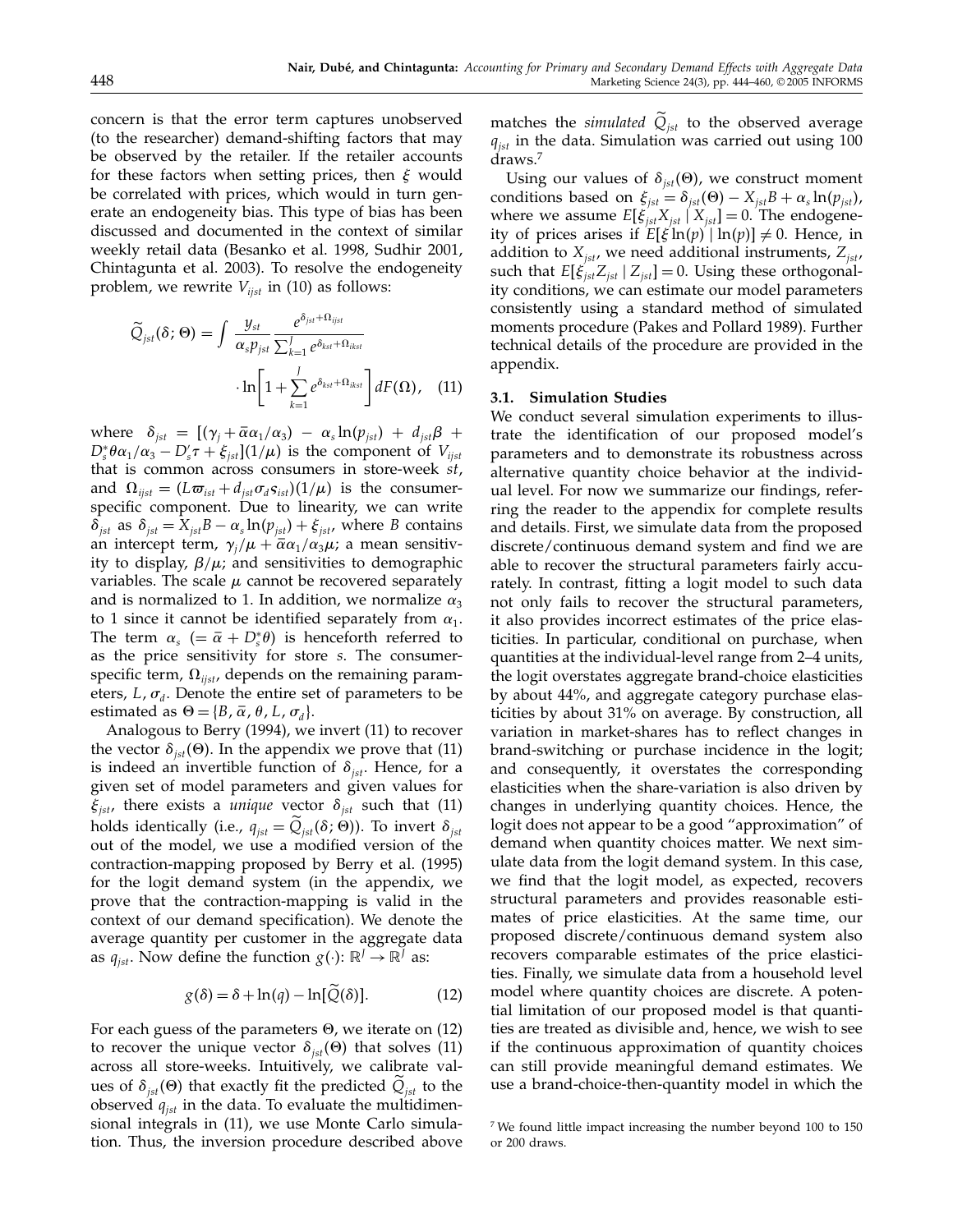concern is that the error term captures unobserved (to the researcher) demand-shifting factors that may be observed by the retailer. If the retailer accounts for these factors when setting prices, then $\xi$ would be correlated with prices, which would in turn generate an endogeneity bias. This type of bias has been discussed and documented in the context of similar weekly retail data (Besanko et al. 1998, Sudhir 2001, Chintagunta et al. 2003). To resolve the endogeneity problem, we rewrite $V_{ijst}$ in (10) as follows:

$$\widetilde{Q}_{jst}(\delta;\Theta) = \int \frac{y_{st}}{\alpha_s p_{jst}} \frac{e^{\delta_{jst}+\Omega_{ijst}}}{\sum_{k=1}^{J} e^{\delta_{kst}+\Omega_{ikst}}} \cdot \ln\left[1+\sum_{k=1}^{J} e^{\delta_{kst}+\Omega_{ikst}}\right] dF(\Omega), \quad (11)$$

where $\delta_{jst} = [(\gamma_j + \bar{\alpha}\alpha_1/\alpha_3) - \alpha_s \ln(p_{jst}) + d_{jst}\beta + D_s^{*}\theta\alpha_1/\alpha_3 - D_s'\tau + \xi_{jst}](1/\mu)$ is the component of $V_{ijst}$ that is common across consumers in store-week $st$, and $\Omega_{ijst} = (L\varpi_{ist} + d_{jst}\sigma_d \varsigma_{ist})(1/\mu)$ is the consumer-specific component. Due to linearity, we can write $\delta_{jst}$ as $\delta_{jst} = X_{jst}B - \alpha_s \ln(p_{jst}) + \xi_{jst}$, where $B$ contains an intercept term, $\gamma_j/\mu + \bar{\alpha}\alpha_1/\alpha_3\mu$; a mean sensitivity to display, $\beta/\mu$; and sensitivities to demographic variables. The scale $\mu$ cannot be recovered separately and is normalized to 1. In addition, we normalize $\alpha_3$ to 1 since it cannot be identified separately from $\alpha_1$. The term $\alpha_s$ $(= \bar{\alpha} + D_s^{*}\theta)$ is henceforth referred to as the price sensitivity for store $s$. The consumer-specific term, $\Omega_{ijst}$, depends on the remaining parameters, $L$, $\sigma_d$. Denote the entire set of parameters to be estimated as $\Theta = \{B, \bar{\alpha}, \theta, L, \sigma_d\}$.

Analogous to Berry (1994), we invert (11) to recover the vector $\delta_{jst}(\Theta)$. In the appendix we prove that (11) is indeed an invertible function of $\delta_{jst}$. Hence, for a given set of model parameters and given values for $\xi_{jst}$, there exists a *unique* vector $\delta_{jst}$ such that (11) holds identically (i.e., $q_{jst} = \widetilde{Q}_{jst}(\delta;\Theta)$). To invert $\delta_{jst}$ out of the model, we use a modified version of the contraction-mapping proposed by Berry et al. (1995) for the logit demand system (in the appendix, we prove that the contraction-mapping is valid in the context of our demand specification). We denote the average quantity per customer in the aggregate data as $q_{jst}$. Now define the function $g(\cdot)\colon \mathbb{R}^J \to \mathbb{R}^J$ as:

$$g(\delta) = \delta + \ln(q) - \ln[\widetilde{Q}(\delta)]. \quad (12)$$

For each guess of the parameters $\Theta$, we iterate on (12) to recover the unique vector $\delta_{jst}(\Theta)$ that solves (11) across all store-weeks. Intuitively, we calibrate values of $\delta_{jst}(\Theta)$ that exactly fit the predicted $\widetilde{Q}_{jst}$ to the observed $q_{jst}$ in the data. To evaluate the multidimensional integrals in (11), we use Monte Carlo simulation. Thus, the inversion procedure described above matches the *simulated* $\widetilde{Q}_{jst}$ to the observed average $q_{jst}$ in the data. Simulation was carried out using 100 draws.[7]

Using our values of $\delta_{jst}(\Theta)$, we construct moment conditions based on $\xi_{jst} = \delta_{jst}(\Theta) - X_{jst}B + \alpha_s \ln(p_{jst})$, where we assume $E[\xi_{jst}X_{jst} \mid X_{jst}] = 0$. The endogeneity of prices arises if $E[\xi \ln(p) \mid \ln(p)] \neq 0$. Hence, in addition to $X_{jst}$, we need additional instruments, $Z_{jst}$, such that $E[\xi_{jst}Z_{jst} \mid Z_{jst}] = 0$. Using these orthogonality conditions, we can estimate our model parameters consistently using a standard method of simulated moments procedure (Pakes and Pollard 1989). Further technical details of the procedure are provided in the appendix.

### 3.1. Simulation Studies

We conduct several simulation experiments to illustrate the identification of our proposed model's parameters and to demonstrate its robustness across alternative quantity choice behavior at the individual level. For now we summarize our findings, referring the reader to the appendix for complete results and details. First, we simulate data from the proposed discrete/continuous demand system and find we are able to recover the structural parameters fairly accurately. In contrast, fitting a logit model to such data not only fails to recover the structural parameters, it also provides incorrect estimates of the price elasticities. In particular, conditional on purchase, when quantities at the individual-level range from 2–4 units, the logit overstates aggregate brand-choice elasticities by about 44%, and aggregate category purchase elasticities by about 31% on average. By construction, all variation in market-shares has to reflect changes in brand-switching or purchase incidence in the logit; and consequently, it overstates the corresponding elasticities when the share-variation is also driven by changes in underlying quantity choices. Hence, the logit does not appear to be a good "approximation" of demand when quantity choices matter. We next simulate data from the logit demand system. In this case, we find that the logit model, as expected, recovers structural parameters and provides reasonable estimates of price elasticities. At the same time, our proposed discrete/continuous demand system also recovers comparable estimates of the price elasticities. Finally, we simulate data from a household level model where quantity choices are discrete. A potential limitation of our proposed model is that quantities are treated as divisible and, hence, we wish to see if the continuous approximation of quantity choices can still provide meaningful demand estimates. We use a brand-choice-then-quantity model in which the

[7] We found little impact increasing the number beyond 100 to 150 or 200 draws.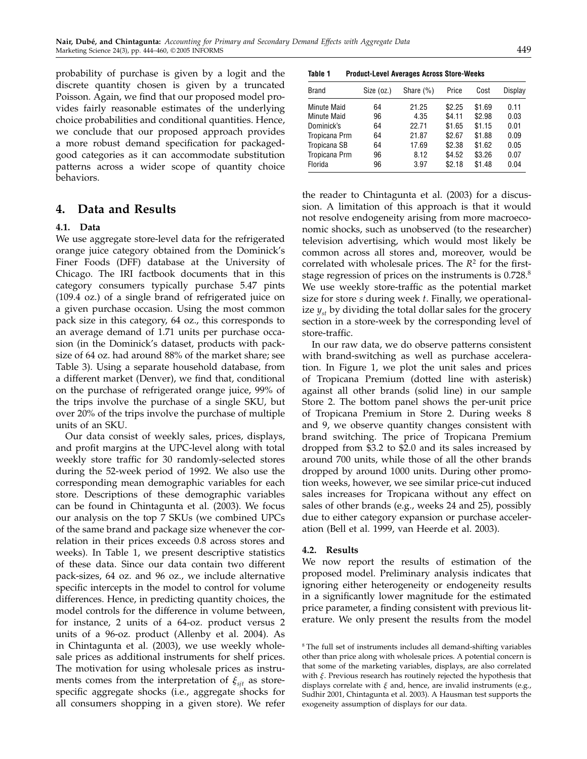probability of purchase is given by a logit and the discrete quantity chosen is given by a truncated Poisson. Again, we find that our proposed model provides fairly reasonable estimates of the underlying choice probabilities and conditional quantities. Hence, we conclude that our proposed approach provides a more robust demand specification for packaged-good categories as it can accommodate substitution patterns across a wider scope of quantity choice behaviors.

## 4. Data and Results

### 4.1. Data

We use aggregate store-level data for the refrigerated orange juice category obtained from the Dominick's Finer Foods (DFF) database at the University of Chicago. The IRI factbook documents that in this category consumers typically purchase 5.47 pints (109.4 oz.) of a single brand of refrigerated juice on a given purchase occasion. Using the most common pack size in this category, 64 oz., this corresponds to an average demand of 1.71 units per purchase occasion (in the Dominick's dataset, products with pack-size of 64 oz. had around 88% of the market share; see Table 3). Using a separate household database, from a different market (Denver), we find that, conditional on the purchase of refrigerated orange juice, 99% of the trips involve the purchase of a single SKU, but over 20% of the trips involve the purchase of multiple units of an SKU.

Our data consist of weekly sales, prices, displays, and profit margins at the UPC-level along with total weekly store traffic for 30 randomly-selected stores during the 52-week period of 1992. We also use the corresponding mean demographic variables for each store. Descriptions of these demographic variables can be found in Chintagunta et al. (2003). We focus our analysis on the top 7 SKUs (we combined UPCs of the same brand and package size whenever the correlation in their prices exceeds 0.8 across stores and weeks). In Table 1, we present descriptive statistics of these data. Since our data contain two different pack-sizes, 64 oz. and 96 oz., we include alternative specific intercepts in the model to control for volume differences. Hence, in predicting quantity choices, the model controls for the difference in volume between, for instance, 2 units of a 64-oz. product versus 2 units of a 96-oz. product (Allenby et al. 2004). As in Chintagunta et al. (2003), we use weekly wholesale prices as additional instruments for shelf prices. The motivation for using wholesale prices as instruments comes from the interpretation of $\xi_{sjt}$ as store-specific aggregate shocks (i.e., aggregate shocks for all consumers shopping in a given store). We refer

**Table 1 Product-Level Averages Across Store-Weeks**

| Brand | Size (oz.) | Share (%) | Price | Cost | Display |
|---|---|---|---|---|---|
| Minute Maid | 64 | 21.25 | $2.25 | $1.69 | 0.11 |
| Minute Maid | 96 | 4.35 | $4.11 | $2.98 | 0.03 |
| Dominick's | 64 | 22.71 | $1.65 | $1.15 | 0.01 |
| Tropicana Prm | 64 | 21.87 | $2.67 | $1.88 | 0.09 |
| Tropicana SB | 64 | 17.69 | $2.38 | $1.62 | 0.05 |
| Tropicana Prm | 96 | 8.12 | $4.52 | $3.26 | 0.07 |
| Florida | 96 | 3.97 | $2.18 | $1.48 | 0.04 |

the reader to Chintagunta et al. (2003) for a discussion. A limitation of this approach is that it would not resolve endogeneity arising from more macroeconomic shocks, such as unobserved (to the researcher) television advertising, which would most likely be common across all stores and, moreover, would be correlated with wholesale prices. The $R^2$ for the first-stage regression of prices on the instruments is 0.728.[8] We use weekly store-traffic as the potential market size for store $s$ during week $t$. Finally, we operationalize $y_{st}$ by dividing the total dollar sales for the grocery section in a store-week by the corresponding level of store-traffic.

In our raw data, we do observe patterns consistent with brand-switching as well as purchase acceleration. In Figure 1, we plot the unit sales and prices of Tropicana Premium (dotted line with asterisk) against all other brands (solid line) in our sample Store 2. The bottom panel shows the per-unit price of Tropicana Premium in Store 2. During weeks 8 and 9, we observe quantity changes consistent with brand switching. The price of Tropicana Premium dropped from $3.2 to $2.0 and its sales increased by around 700 units, while those of all the other brands dropped by around 1000 units. During other promotion weeks, however, we see similar price-cut induced sales increases for Tropicana without any effect on sales of other brands (e.g., weeks 24 and 25), possibly due to either category expansion or purchase acceleration (Bell et al. 1999, van Heerde et al. 2003).

### 4.2. Results

We now report the results of estimation of the proposed model. Preliminary analysis indicates that ignoring either heterogeneity or endogeneity results in a significantly lower magnitude for the estimated price parameter, a finding consistent with previous literature. We only present the results from the model

[8] The full set of instruments includes all demand-shifting variables other than price along with wholesale prices. A potential concern is that some of the marketing variables, displays, are also correlated with $\xi$. Previous research has routinely rejected the hypothesis that displays correlate with $\xi$ and, hence, are invalid instruments (e.g., Sudhir 2001, Chintagunta et al. 2003). A Hausman test supports the exogeneity assumption of displays for our data.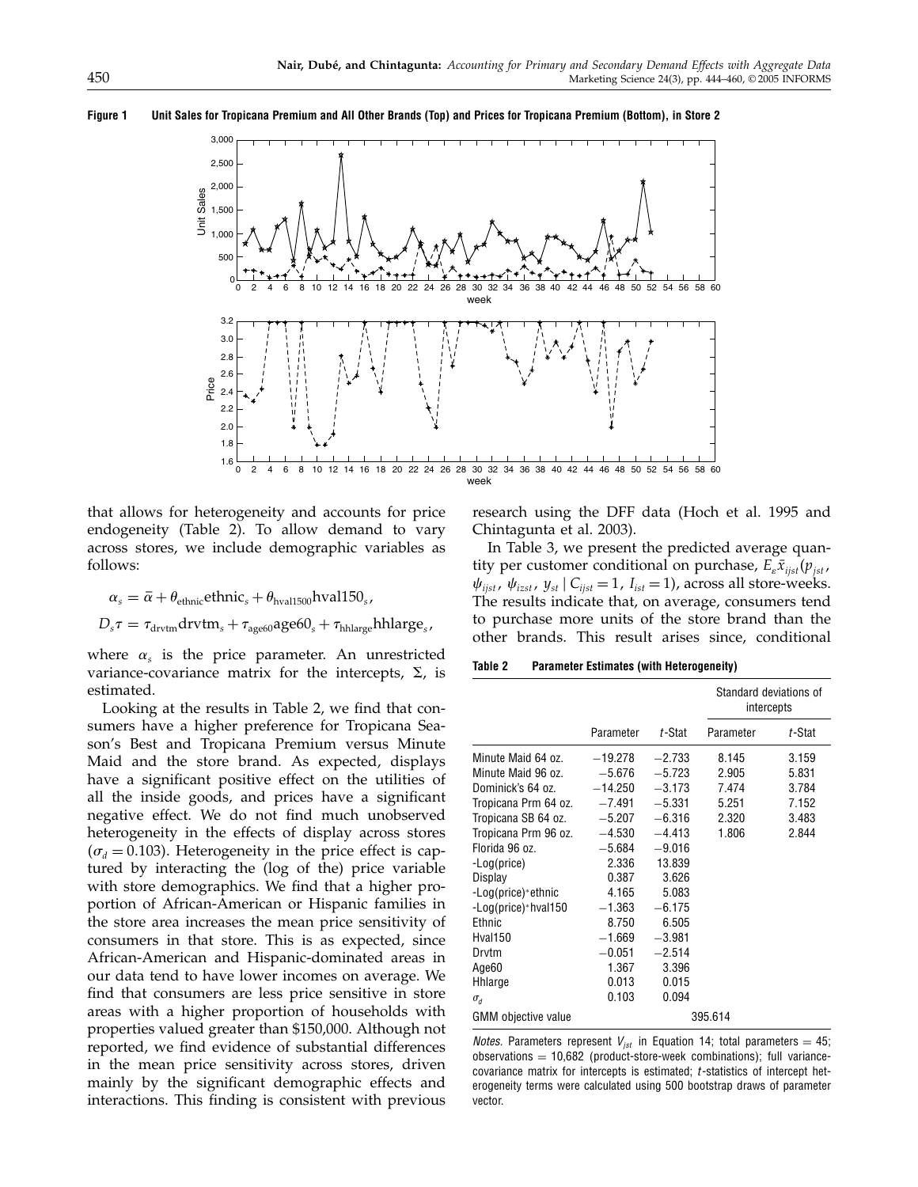**Figure 1 Unit Sales for Tropicana Premium and All Other Brands (Top) and Prices for Tropicana Premium (Bottom), in Store 2**

that allows for heterogeneity and accounts for price endogeneity (Table 2). To allow demand to vary across stores, we include demographic variables as follows:

$$\alpha_s = \bar{\alpha} + \theta_{\text{ethnic}}\text{ethnic}_s + \theta_{\text{hval1500}}\text{hval150}_s,$$

$$D_s\tau = \tau_{\text{drvtm}}\text{drvtm}_s + \tau_{\text{age60}}\text{age60}_s + \tau_{\text{hhlarge}}\text{hhlarge}_s,$$

where $\alpha_s$ is the price parameter. An unrestricted variance-covariance matrix for the intercepts, $\Sigma$, is estimated.

Looking at the results in Table 2, we find that consumers have a higher preference for Tropicana Season's Best and Tropicana Premium versus Minute Maid and the store brand. As expected, displays have a significant positive effect on the utilities of all the inside goods, and prices have a significant negative effect. We do not find much unobserved heterogeneity in the effects of display across stores ($\sigma_d = 0.103$). Heterogeneity in the price effect is captured by interacting the (log of the) price variable with store demographics. We find that a higher proportion of African-American or Hispanic families in the store area increases the mean price sensitivity of consumers in that store. This is as expected, since African-American and Hispanic-dominated areas in our data tend to have lower incomes on average. We find that consumers are less price sensitive in store areas with a higher proportion of households with properties valued greater than \$150,000. Although not reported, we find evidence of substantial differences in the mean price sensitivity across stores, driven mainly by the significant demographic effects and interactions. This finding is consistent with previous research using the DFF data (Hoch et al. 1995 and Chintagunta et al. 2003).

In Table 3, we present the predicted average quantity per customer conditional on purchase, $E_\varepsilon \bar{x}_{ijst}(p_{jst}, \psi_{ijst}, \psi_{izst}, y_{st} \mid C_{ijst} = 1, I_{ist} = 1)$, across all store-weeks. The results indicate that, on average, consumers tend to purchase more units of the store brand than the other brands. This result arises since, conditional

**Table 2 Parameter Estimates (with Heterogeneity)**

| | Parameter | *t*-Stat | Standard deviations of intercepts: Parameter | *t*-Stat |
|---|---|---|---|---|
| Minute Maid 64 oz. | −19.278 | −2.733 | 8.145 | 3.159 |
| Minute Maid 96 oz. | −5.676 | −5.723 | 2.905 | 5.831 |
| Dominick's 64 oz. | −14.250 | −3.173 | 7.474 | 3.784 |
| Tropicana Prm 64 oz. | −7.491 | −5.331 | 5.251 | 7.152 |
| Tropicana SB 64 oz. | −5.207 | −6.316 | 2.320 | 3.483 |
| Tropicana Prm 96 oz. | −4.530 | −4.413 | 1.806 | 2.844 |
| Florida 96 oz. | −5.684 | −9.016 | | |
| -Log(price) | 2.336 | 13.839 | | |
| Display | 0.387 | 3.626 | | |
| -Log(price)*ethnic | 4.165 | 5.083 | | |
| -Log(price)*hval150 | −1.363 | −6.175 | | |
| Ethnic | 8.750 | 6.505 | | |
| Hval150 | −1.669 | −3.981 | | |
| Drvtm | −0.051 | −2.514 | | |
| Age60 | 1.367 | 3.396 | | |
| Hhlarge | 0.013 | 0.015 | | |
| $\sigma_d$ | 0.103 | 0.094 | | |
| GMM objective value | | 395.614 | | |

*Notes.* Parameters represent $V_{jst}$ in Equation 14; total parameters = 45; observations = 10,682 (product-store-week combinations); full variance-covariance matrix for intercepts is estimated; *t*-statistics of intercept heterogeneity terms were calculated using 500 bootstrap draws of parameter vector.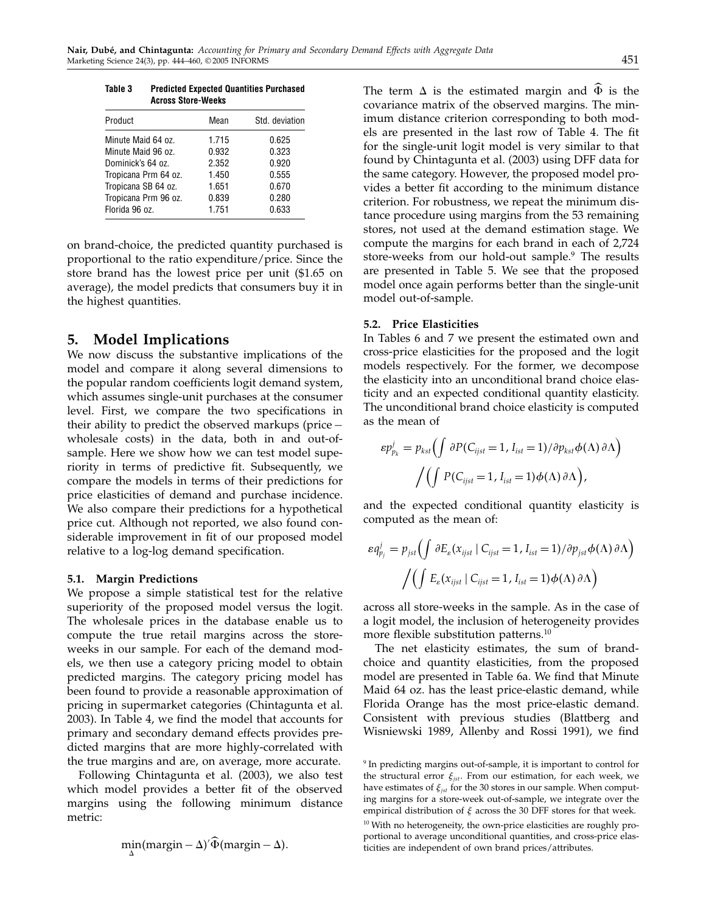**Table 3 Predicted Expected Quantities Purchased Across Store-Weeks**

| Product | Mean | Std. deviation |
|---|---|---|
| Minute Maid 64 oz. | 1.715 | 0.625 |
| Minute Maid 96 oz. | 0.932 | 0.323 |
| Dominick's 64 oz. | 2.352 | 0.920 |
| Tropicana Prm 64 oz. | 1.450 | 0.555 |
| Tropicana SB 64 oz. | 1.651 | 0.670 |
| Tropicana Prm 96 oz. | 0.839 | 0.280 |
| Florida 96 oz. | 1.751 | 0.633 |

on brand-choice, the predicted quantity purchased is proportional to the ratio expenditure/price. Since the store brand has the lowest price per unit ($1.65 on average), the model predicts that consumers buy it in the highest quantities.

## 5. Model Implications

We now discuss the substantive implications of the model and compare it along several dimensions to the popular random coefficients logit demand system, which assumes single-unit purchases at the consumer level. First, we compare the two specifications in their ability to predict the observed markups (price − wholesale costs) in the data, both in and out-of-sample. Here we show how we can test model superiority in terms of predictive fit. Subsequently, we compare the models in terms of their predictions for price elasticities of demand and purchase incidence. We also compare their predictions for a hypothetical price cut. Although not reported, we also found considerable improvement in fit of our proposed model relative to a log-log demand specification.

### 5.1. Margin Predictions

We propose a simple statistical test for the relative superiority of the proposed model versus the logit. The wholesale prices in the database enable us to compute the true retail margins across the store-weeks in our sample. For each of the demand models, we then use a category pricing model to obtain predicted margins. The category pricing model has been found to provide a reasonable approximation of pricing in supermarket categories (Chintagunta et al. 2003). In Table 4, we find the model that accounts for primary and secondary demand effects provides predicted margins that are more highly-correlated with the true margins and are, on average, more accurate.

Following Chintagunta et al. (2003), we also test which model provides a better fit of the observed margins using the following minimum distance metric:

$$\min_{\Delta}(\text{margin} - \Delta)'\widehat{\Phi}(\text{margin} - \Delta).$$

The term $\Delta$ is the estimated margin and $\widehat{\Phi}$ is the covariance matrix of the observed margins. The minimum distance criterion corresponding to both models are presented in the last row of Table 4. The fit for the single-unit logit model is very similar to that found by Chintagunta et al. (2003) using DFF data for the same category. However, the proposed model provides a better fit according to the minimum distance criterion. For robustness, we repeat the minimum distance procedure using margins from the 53 remaining stores, not used at the demand estimation stage. We compute the margins for each brand in each of 2,724 store-weeks from our hold-out sample.[9] The results are presented in Table 5. We see that the proposed model once again performs better than the single-unit model out-of-sample.

### 5.2. Price Elasticities

In Tables 6 and 7 we present the estimated own and cross-price elasticities for the proposed and the logit models respectively. For the former, we decompose the elasticity into an unconditional brand choice elasticity and an expected conditional quantity elasticity. The unconditional brand choice elasticity is computed as the mean of

$$\varepsilon p^j_{p_k} = p_{kst}\Big(\int \partial P(C_{ijst}=1, I_{ist}=1)/\partial p_{kst}\phi(\Lambda)\,\partial\Lambda\Big) \Big/ \Big(\int P(C_{ijst}=1, I_{ist}=1)\phi(\Lambda)\,\partial\Lambda\Big),$$

and the expected conditional quantity elasticity is computed as the mean of:

$$\varepsilon q^j_{p_j} = p_{jst}\Big(\int \partial E_{\varepsilon}(x_{ijst}\mid C_{ijst}=1, I_{ist}=1)/\partial p_{jst}\phi(\Lambda)\,\partial\Lambda\Big) \Big/ \Big(\int E_{\varepsilon}(x_{ijst}\mid C_{ijst}=1, I_{ist}=1)\phi(\Lambda)\,\partial\Lambda\Big)$$

across all store-weeks in the sample. As in the case of a logit model, the inclusion of heterogeneity provides more flexible substitution patterns.[10]

The net elasticity estimates, the sum of brand-choice and quantity elasticities, from the proposed model are presented in Table 6a. We find that Minute Maid 64 oz. has the least price-elastic demand, while Florida Orange has the most price-elastic demand. Consistent with previous studies (Blattberg and Wisniewski 1989, Allenby and Rossi 1991), we find

[9] In predicting margins out-of-sample, it is important to control for the structural error $\xi_{jst}$. From our estimation, for each week, we have estimates of $\xi_{jst}$ for the 30 stores in our sample. When computing margins for a store-week out-of-sample, we integrate over the empirical distribution of $\xi$ across the 30 DFF stores for that week.

[10] With no heterogeneity, the own-price elasticities are roughly proportional to average unconditional quantities, and cross-price elasticities are independent of own brand prices/attributes.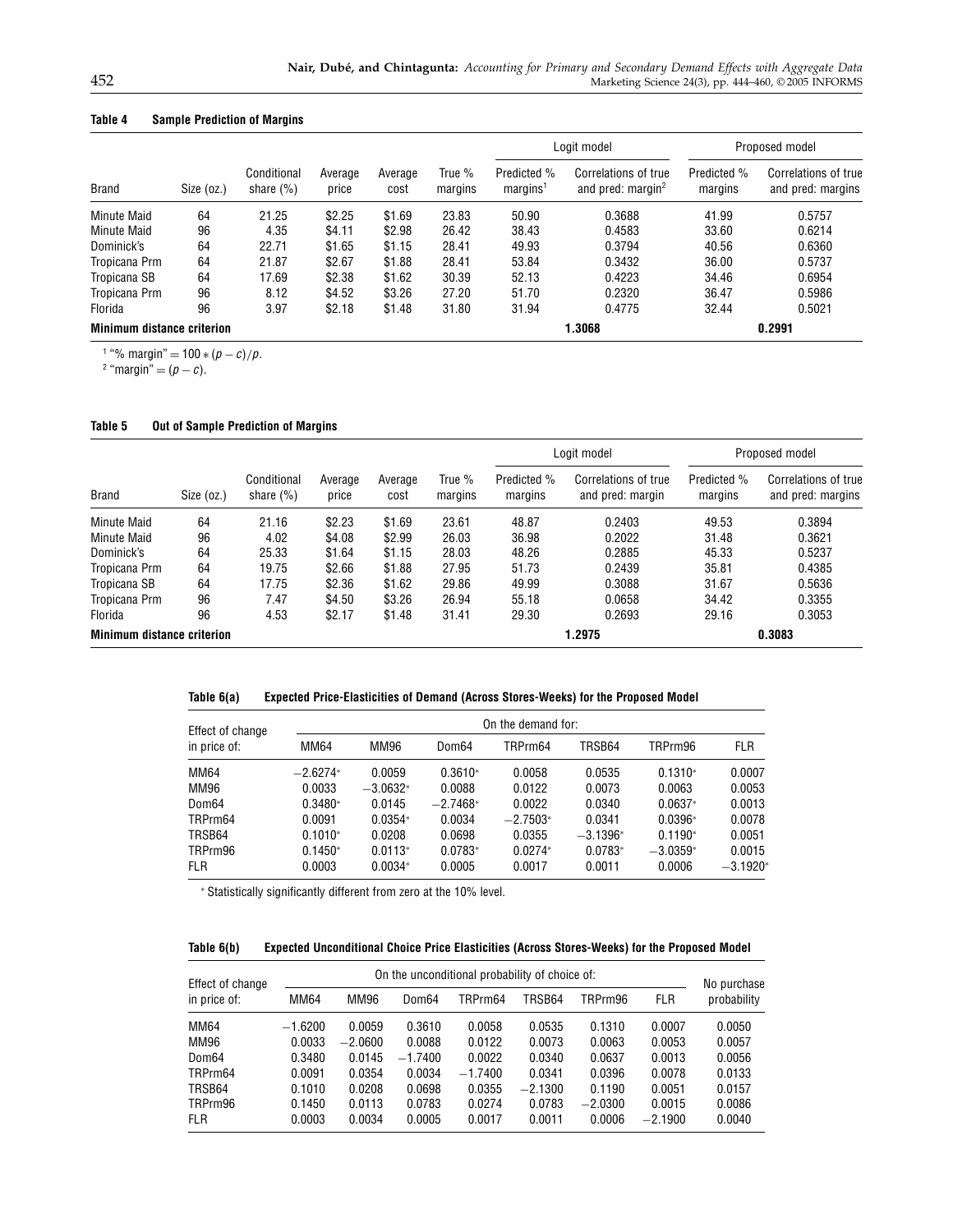**Table 4 Sample Prediction of Margins**

| | | | | | | Logit model | | Proposed model | |
|---|---|---|---|---|---|---|---|---|---|
| Brand | Size (oz.) | Conditional share (%) | Average price | Average cost | True % margins | Predicted % margins[1] | Correlations of true and pred: margin[2] | Predicted % margins | Correlations of true and pred: margins |
| Minute Maid | 64 | 21.25 | \$2.25 | \$1.69 | 23.83 | 50.90 | 0.3688 | 41.99 | 0.5757 |
| Minute Maid | 96 | 4.35 | \$4.11 | \$2.98 | 26.42 | 38.43 | 0.4583 | 33.60 | 0.6214 |
| Dominick's | 64 | 22.71 | \$1.65 | \$1.15 | 28.41 | 49.93 | 0.3794 | 40.56 | 0.6360 |
| Tropicana Prm | 64 | 21.87 | \$2.67 | \$1.88 | 28.41 | 53.84 | 0.3432 | 36.00 | 0.5737 |
| Tropicana SB | 64 | 17.69 | \$2.38 | \$1.62 | 30.39 | 52.13 | 0.4223 | 34.46 | 0.6954 |
| Tropicana Prm | 96 | 8.12 | \$4.52 | \$3.26 | 27.20 | 51.70 | 0.2320 | 36.47 | 0.5986 |
| Florida | 96 | 3.97 | \$2.18 | \$1.48 | 31.80 | 31.94 | 0.4775 | 32.44 | 0.5021 |
| **Minimum distance criterion** | | | | | | | **1.3068** | | **0.2991** |

[1] "% margin" $= 100 * (p - c)/p$.
[2] "margin" $= (p - c)$.

**Table 5 Out of Sample Prediction of Margins**

| | | | | | | Logit model | | Proposed model | |
|---|---|---|---|---|---|---|---|---|---|
| Brand | Size (oz.) | Conditional share (%) | Average price | Average cost | True % margins | Predicted % margins | Correlations of true and pred: margin | Predicted % margins | Correlations of true and pred: margins |
| Minute Maid | 64 | 21.16 | \$2.23 | \$1.69 | 23.61 | 48.87 | 0.2403 | 49.53 | 0.3894 |
| Minute Maid | 96 | 4.02 | \$4.08 | \$2.99 | 26.03 | 36.98 | 0.2022 | 31.48 | 0.3621 |
| Dominick's | 64 | 25.33 | \$1.64 | \$1.15 | 28.03 | 48.26 | 0.2885 | 45.33 | 0.5237 |
| Tropicana Prm | 64 | 19.75 | \$2.66 | \$1.88 | 27.95 | 51.73 | 0.2439 | 35.81 | 0.4385 |
| Tropicana SB | 64 | 17.75 | \$2.36 | \$1.62 | 29.86 | 49.99 | 0.3088 | 31.67 | 0.5636 |
| Tropicana Prm | 96 | 7.47 | \$4.50 | \$3.26 | 26.94 | 55.18 | 0.0658 | 34.42 | 0.3355 |
| Florida | 96 | 4.53 | \$2.17 | \$1.48 | 31.41 | 29.30 | 0.2693 | 29.16 | 0.3053 |
| **Minimum distance criterion** | | | | | | | **1.2975** | | **0.3083** |

**Table 6(a) Expected Price-Elasticities of Demand (Across Stores-Weeks) for the Proposed Model**

| Effect of change in price of: | On the demand for: | | | | | | |
|---|---|---|---|---|---|---|---|
| | MM64 | MM96 | Dom64 | TRPrm64 | TRSB64 | TRPrm96 | FLR |
| MM64 | −2.6274* | 0.0059 | 0.3610* | 0.0058 | 0.0535 | 0.1310* | 0.0007 |
| MM96 | 0.0033 | −3.0632* | 0.0088 | 0.0122 | 0.0073 | 0.0063 | 0.0053 |
| Dom64 | 0.3480* | 0.0145 | −2.7468* | 0.0022 | 0.0340 | 0.0637* | 0.0013 |
| TRPrm64 | 0.0091 | 0.0354* | 0.0034 | −2.7503* | 0.0341 | 0.0396* | 0.0078 |
| TRSB64 | 0.1010* | 0.0208 | 0.0698 | 0.0355 | −3.1396* | 0.1190* | 0.0051 |
| TRPrm96 | 0.1450* | 0.0113* | 0.0783* | 0.0274* | 0.0783* | −3.0359* | 0.0015 |
| FLR | 0.0003 | 0.0034* | 0.0005 | 0.0017 | 0.0011 | 0.0006 | −3.1920* |

* Statistically significantly different from zero at the 10% level.

**Table 6(b) Expected Unconditional Choice Price Elasticities (Across Stores-Weeks) for the Proposed Model**

| Effect of change in price of: | On the unconditional probability of choice of: | | | | | | | No purchase probability |
|---|---|---|---|---|---|---|---|---|
| | MM64 | MM96 | Dom64 | TRPrm64 | TRSB64 | TRPrm96 | FLR | |
| MM64 | −1.6200 | 0.0059 | 0.3610 | 0.0058 | 0.0535 | 0.1310 | 0.0007 | 0.0050 |
| MM96 | 0.0033 | −2.0600 | 0.0088 | 0.0122 | 0.0073 | 0.0063 | 0.0053 | 0.0057 |
| Dom64 | 0.3480 | 0.0145 | −1.7400 | 0.0022 | 0.0340 | 0.0637 | 0.0013 | 0.0056 |
| TRPrm64 | 0.0091 | 0.0354 | 0.0034 | −1.7400 | 0.0341 | 0.0396 | 0.0078 | 0.0133 |
| TRSB64 | 0.1010 | 0.0208 | 0.0698 | 0.0355 | −2.1300 | 0.1190 | 0.0051 | 0.0157 |
| TRPrm96 | 0.1450 | 0.0113 | 0.0783 | 0.0274 | 0.0783 | −2.0300 | 0.0015 | 0.0086 |
| FLR | 0.0003 | 0.0034 | 0.0005 | 0.0017 | 0.0011 | 0.0006 | −2.1900 | 0.0040 |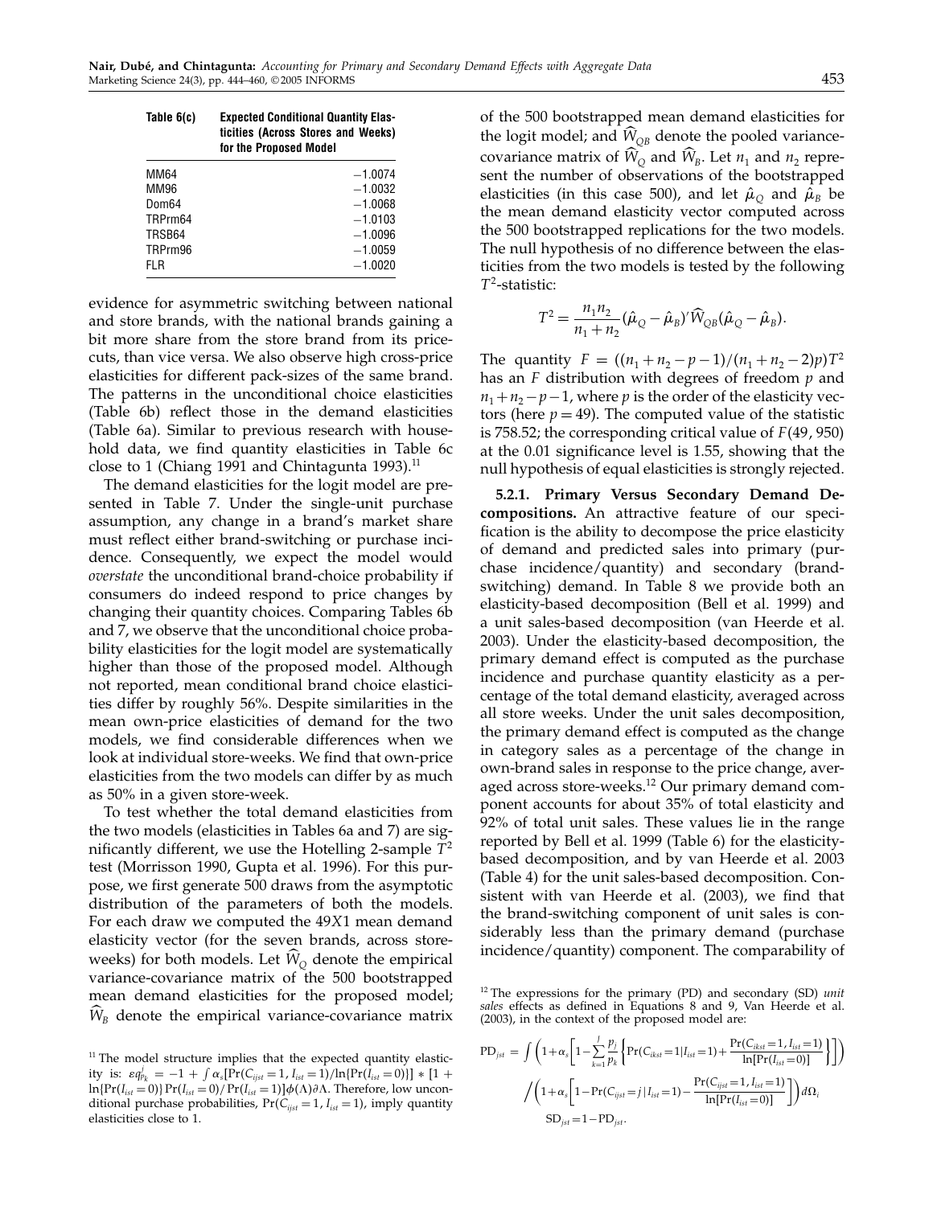**Table 6(c) Expected Conditional Quantity Elasticities (Across Stores and Weeks) for the Proposed Model**

| | |
|---|---|
| MM64 | −1.0074 |
| MM96 | −1.0032 |
| Dom64 | −1.0068 |
| TRPrm64 | −1.0103 |
| TRSB64 | −1.0096 |
| TRPrm96 | −1.0059 |
| FLR | −1.0020 |

evidence for asymmetric switching between national and store brands, with the national brands gaining a bit more share from the store brand from its price-cuts, than vice versa. We also observe high cross-price elasticities for different pack-sizes of the same brand. The patterns in the unconditional choice elasticities (Table 6b) reflect those in the demand elasticities (Table 6a). Similar to previous research with household data, we find quantity elasticities in Table 6c close to 1 (Chiang 1991 and Chintagunta 1993).[11]

The demand elasticities for the logit model are presented in Table 7. Under the single-unit purchase assumption, any change in a brand's market share must reflect either brand-switching or purchase incidence. Consequently, we expect the model would *overstate* the unconditional brand-choice probability if consumers do indeed respond to price changes by changing their quantity choices. Comparing Tables 6b and 7, we observe that the unconditional choice probability elasticities for the logit model are systematically higher than those of the proposed model. Although not reported, mean conditional brand choice elasticities differ by roughly 56%. Despite similarities in the mean own-price elasticities of demand for the two models, we find considerable differences when we look at individual store-weeks. We find that own-price elasticities from the two models can differ by as much as 50% in a given store-week.

To test whether the total demand elasticities from the two models (elasticities in Tables 6a and 7) are significantly different, we use the Hotelling 2-sample $T^2$ test (Morrisson 1990, Gupta et al. 1996). For this purpose, we first generate 500 draws from the asymptotic distribution of the parameters of both the models. For each draw we computed the $49X1$ mean demand elasticity vector (for the seven brands, across store-weeks) for both models. Let $\widehat{W}_Q$ denote the empirical variance-covariance matrix of the 500 bootstrapped mean demand elasticities for the proposed model; $\widehat{W}_B$ denote the empirical variance-covariance matrix of the 500 bootstrapped mean demand elasticities for the logit model; and $\widehat{W}_{QB}$ denote the pooled variance-covariance matrix of $\widehat{W}_Q$ and $\widehat{W}_B$. Let $n_1$ and $n_2$ represent the number of observations of the bootstrapped elasticities (in this case 500), and let $\hat{\mu}_Q$ and $\hat{\mu}_B$ be the mean demand elasticity vector computed across the 500 bootstrapped replications for the two models. The null hypothesis of no difference between the elasticities from the two models is tested by the following $T^2$-statistic:

$$T^2 = \frac{n_1 n_2}{n_1 + n_2}(\hat{\mu}_Q - \hat{\mu}_B)' \widehat{W}_{QB}(\hat{\mu}_Q - \hat{\mu}_B).$$

The quantity $F = ((n_1 + n_2 - p - 1)/(n_1 + n_2 - 2)p)T^2$ has an $F$ distribution with degrees of freedom $p$ and $n_1 + n_2 - p - 1$, where $p$ is the order of the elasticity vectors (here $p = 49$). The computed value of the statistic is 758.52; the corresponding critical value of $F(49, 950)$ at the 0.01 significance level is 1.55, showing that the null hypothesis of equal elasticities is strongly rejected.

**5.2.1. Primary Versus Secondary Demand Decompositions.** An attractive feature of our specification is the ability to decompose the price elasticity of demand and predicted sales into primary (purchase incidence/quantity) and secondary (brand-switching) demand. In Table 8 we provide both an elasticity-based decomposition (Bell et al. 1999) and a unit sales-based decomposition (van Heerde et al. 2003). Under the elasticity-based decomposition, the primary demand effect is computed as the purchase incidence and purchase quantity elasticity as a percentage of the total demand elasticity, averaged across all store weeks. Under the unit sales decomposition, the primary demand effect is computed as the change in category sales as a percentage of the change in own-brand sales in response to the price change, averaged across store-weeks.[12] Our primary demand component accounts for about 35% of total elasticity and 92% of total unit sales. These values lie in the range reported by Bell et al. 1999 (Table 6) for the elasticity-based decomposition, and by van Heerde et al. 2003 (Table 4) for the unit sales-based decomposition. Consistent with van Heerde et al. (2003), we find that the brand-switching component of unit sales is considerably less than the primary demand (purchase incidence/quantity) component. The comparability of

[11] The model structure implies that the expected quantity elasticity is: $\varepsilon q^j_{p_k} = -1 + \int \alpha_s[\Pr(C_{ijst} = 1, I_{ist} = 1)/\ln\{\Pr(I_{ist} = 0)\}] * [1 + \ln\{\Pr(I_{ist} = 0)\} \Pr(I_{ist} = 0)/\Pr(I_{ist} = 1)]\phi(\Lambda)\partial\Lambda$. Therefore, low unconditional purchase probabilities, $\Pr(C_{ijst} = 1, I_{ist} = 1)$, imply quantity elasticities close to 1.

[12] The expressions for the primary (PD) and secondary (SD) *unit sales* effects as defined in Equations 8 and 9, Van Heerde et al. (2003), in the context of the proposed model are:

$$\mathrm{PD}_{jst} = \int \left(1 + \alpha_s\left[1 - \sum_{k=1}^{J} \frac{p_j}{p_k}\left\{\Pr(C_{ikst} = 1 | I_{ist} = 1) + \frac{\Pr(C_{ikst} = 1, I_{ist} = 1)}{\ln[\Pr(I_{ist} = 0)]}\right\}\right]\right) \Bigg/ \left(1 + \alpha_s\left[1 - \Pr(C_{ijst} = j | I_{ist} = 1) - \frac{\Pr(C_{ijst} = 1, I_{ist} = 1)}{\ln[\Pr(I_{ist} = 0)]}\right]\right) d\Omega_i$$

$$\mathrm{SD}_{jst} = 1 - \mathrm{PD}_{jst}.$$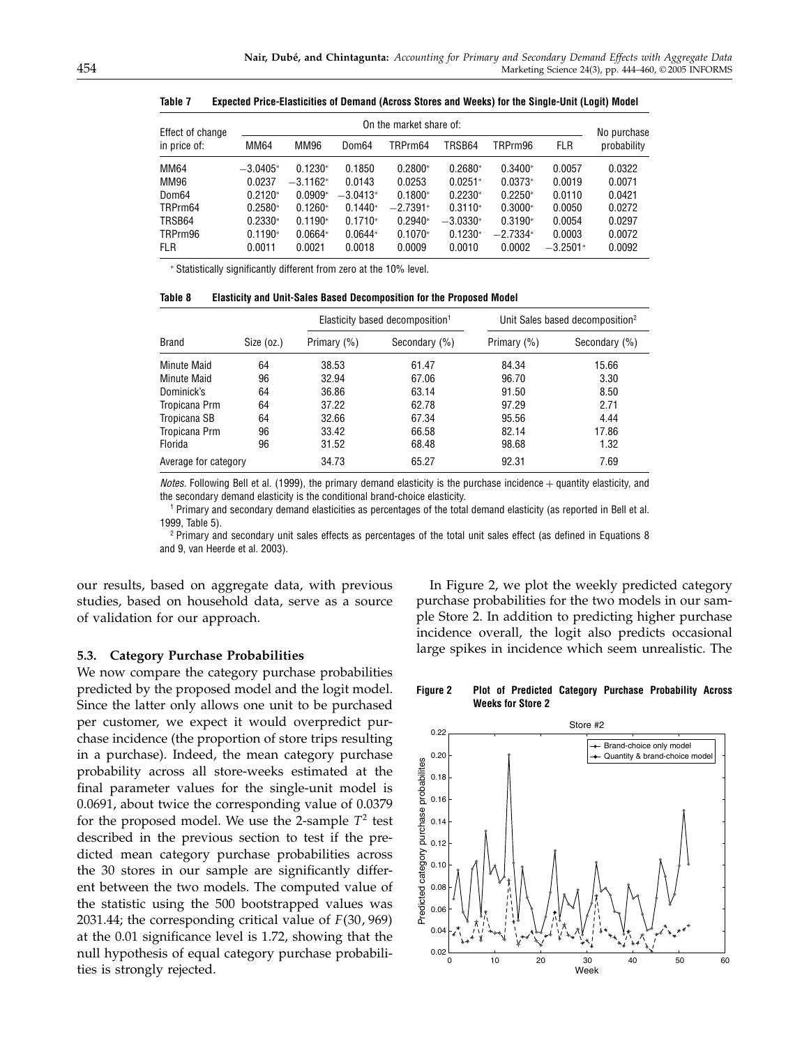**Table 7 Expected Price-Elasticities of Demand (Across Stores and Weeks) for the Single-Unit (Logit) Model**

| Effect of change in price of: | On the market share of: MM64 | MM96 | Dom64 | TRPrm64 | TRSB64 | TRPrm96 | FLR | No purchase probability |
|---|---|---|---|---|---|---|---|---|
| MM64 | −3.0405* | 0.1230* | 0.1850 | 0.2800* | 0.2680* | 0.3400* | 0.0057 | 0.0322 |
| MM96 | 0.0237 | −3.1162* | 0.0143 | 0.0253 | 0.0251* | 0.0373* | 0.0019 | 0.0071 |
| Dom64 | 0.2120* | 0.0909* | −3.0413* | 0.1800* | 0.2230* | 0.2250* | 0.0110 | 0.0421 |
| TRPrm64 | 0.2580* | 0.1260* | 0.1440* | −2.7391* | 0.3110* | 0.3000* | 0.0050 | 0.0272 |
| TRSB64 | 0.2330* | 0.1190* | 0.1710* | 0.2940* | −3.0330* | 0.3190* | 0.0054 | 0.0297 |
| TRPrm96 | 0.1190* | 0.0664* | 0.0644* | 0.1070* | 0.1230* | −2.7334* | 0.0003 | 0.0072 |
| FLR | 0.0011 | 0.0021 | 0.0018 | 0.0009 | 0.0010 | 0.0002 | −3.2501* | 0.0092 |

* Statistically significantly different from zero at the 10% level.

**Table 8 Elasticity and Unit-Sales Based Decomposition for the Proposed Model**

| Brand | Size (oz.) | Elasticity based decomposition[1] Primary (%) | Secondary (%) | Unit Sales based decomposition[2] Primary (%) | Secondary (%) |
|---|---|---|---|---|---|
| Minute Maid | 64 | 38.53 | 61.47 | 84.34 | 15.66 |
| Minute Maid | 96 | 32.94 | 67.06 | 96.70 | 3.30 |
| Dominick's | 64 | 36.86 | 63.14 | 91.50 | 8.50 |
| Tropicana Prm | 64 | 37.22 | 62.78 | 97.29 | 2.71 |
| Tropicana SB | 64 | 32.66 | 67.34 | 95.56 | 4.44 |
| Tropicana Prm | 96 | 33.42 | 66.58 | 82.14 | 17.86 |
| Florida | 96 | 31.52 | 68.48 | 98.68 | 1.32 |
| Average for category | | 34.73 | 65.27 | 92.31 | 7.69 |

*Notes.* Following Bell et al. (1999), the primary demand elasticity is the purchase incidence + quantity elasticity, and the secondary demand elasticity is the conditional brand-choice elasticity.

[1] Primary and secondary demand elasticities as percentages of the total demand elasticity (as reported in Bell et al. 1999, Table 5).

[2] Primary and secondary unit sales effects as percentages of the total unit sales effect (as defined in Equations 8 and 9, van Heerde et al. 2003).

our results, based on aggregate data, with previous studies, based on household data, serve as a source of validation for our approach.

### 5.3. Category Purchase Probabilities

We now compare the category purchase probabilities predicted by the proposed model and the logit model. Since the latter only allows one unit to be purchased per customer, we expect it would overpredict purchase incidence (the proportion of store trips resulting in a purchase). Indeed, the mean category purchase probability across all store-weeks estimated at the final parameter values for the single-unit model is 0.0691, about twice the corresponding value of 0.0379 for the proposed model. We use the 2-sample $T^2$ test described in the previous section to test if the predicted mean category purchase probabilities across the 30 stores in our sample are significantly different between the two models. The computed value of the statistic using the 500 bootstrapped values was 2031.44; the corresponding critical value of $F(30, 969)$ at the 0.01 significance level is 1.72, showing that the null hypothesis of equal category purchase probabilities is strongly rejected.

In Figure 2, we plot the weekly predicted category purchase probabilities for the two models in our sample Store 2. In addition to predicting higher purchase incidence overall, the logit also predicts occasional large spikes in incidence which seem unrealistic. The

**Figure 2 Plot of Predicted Category Purchase Probability Across Weeks for Store 2**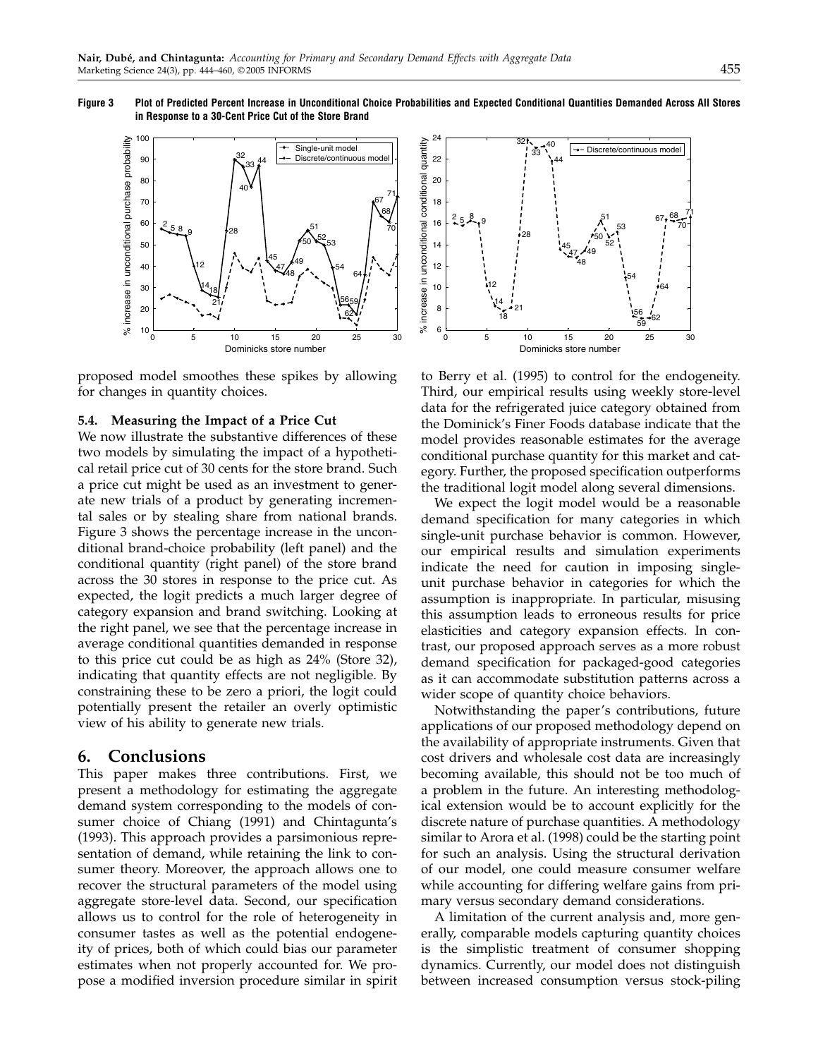**Figure 3 Plot of Predicted Percent Increase in Unconditional Choice Probabilities and Expected Conditional Quantities Demanded Across All Stores in Response to a 30-Cent Price Cut of the Store Brand**

% increase in unconditional purchase probability

Single-unit model
Discrete/continuous model

Dominicks store number

% increase in unconditional conditional quantity

Discrete/continuous model

Dominicks store number

proposed model smoothes these spikes by allowing for changes in quantity choices.

### 5.4. Measuring the Impact of a Price Cut

We now illustrate the substantive differences of these two models by simulating the impact of a hypothetical retail price cut of 30 cents for the store brand. Such a price cut might be used as an investment to generate new trials of a product by generating incremental sales or by stealing share from national brands. Figure 3 shows the percentage increase in the unconditional brand-choice probability (left panel) and the conditional quantity (right panel) of the store brand across the 30 stores in response to the price cut. As expected, the logit predicts a much larger degree of category expansion and brand switching. Looking at the right panel, we see that the percentage increase in average conditional quantities demanded in response to this price cut could be as high as 24% (Store 32), indicating that quantity effects are not negligible. By constraining these to be zero a priori, the logit could potentially present the retailer an overly optimistic view of his ability to generate new trials.

## 6. Conclusions

This paper makes three contributions. First, we present a methodology for estimating the aggregate demand system corresponding to the models of consumer choice of Chiang (1991) and Chintagunta's (1993). This approach provides a parsimonious representation of demand, while retaining the link to consumer theory. Moreover, the approach allows one to recover the structural parameters of the model using aggregate store-level data. Second, our specification allows us to control for the role of heterogeneity in consumer tastes as well as the potential endogeneity of prices, both of which could bias our parameter estimates when not properly accounted for. We propose a modified inversion procedure similar in spirit to Berry et al. (1995) to control for the endogeneity. Third, our empirical results using weekly store-level data for the refrigerated juice category obtained from the Dominick's Finer Foods database indicate that the model provides reasonable estimates for the average conditional purchase quantity for this market and category. Further, the proposed specification outperforms the traditional logit model along several dimensions.

We expect the logit model would be a reasonable demand specification for many categories in which single-unit purchase behavior is common. However, our empirical results and simulation experiments indicate the need for caution in imposing single-unit purchase behavior in categories for which the assumption is inappropriate. In particular, misusing this assumption leads to erroneous results for price elasticities and category expansion effects. In contrast, our proposed approach serves as a more robust demand specification for packaged-good categories as it can accommodate substitution patterns across a wider scope of quantity choice behaviors.

Notwithstanding the paper's contributions, future applications of our proposed methodology depend on the availability of appropriate instruments. Given that cost drivers and wholesale cost data are increasingly becoming available, this should not be too much of a problem in the future. An interesting methodological extension would be to account explicitly for the discrete nature of purchase quantities. A methodology similar to Arora et al. (1998) could be the starting point for such an analysis. Using the structural derivation of our model, one could measure consumer welfare while accounting for differing welfare gains from primary versus secondary demand considerations.

A limitation of the current analysis and, more generally, comparable models capturing quantity choices is the simplistic treatment of consumer shopping dynamics. Currently, our model does not distinguish between increased consumption versus stock-piling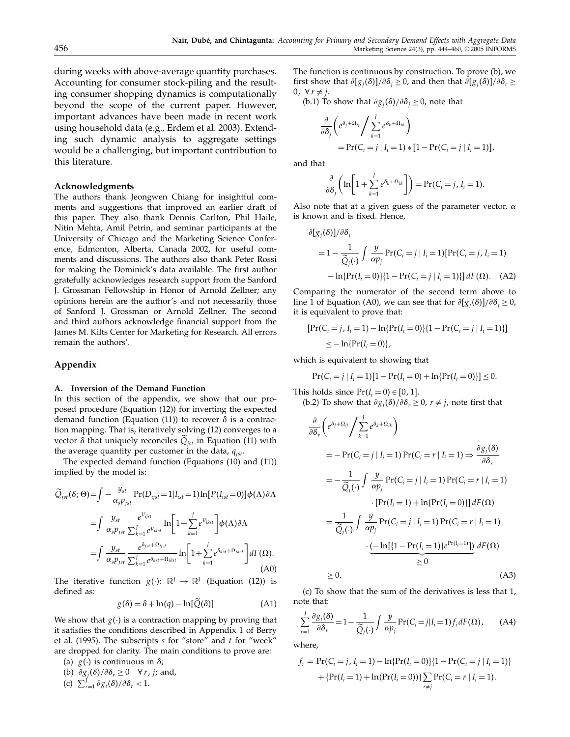during weeks with above-average quantity purchases. Accounting for consumer stock-piling and the resulting consumer shopping dynamics is computationally beyond the scope of the current paper. However, important advances have been made in recent work using household data (e.g., Erdem et al. 2003). Extending such dynamic analysis to aggregate settings would be a challenging, but important contribution to this literature.

### Acknowledgments

The authors thank Jeongwen Chiang for insightful comments and suggestions that improved an earlier draft of this paper. They also thank Dennis Carlton, Phil Haile, Nitin Mehta, Amil Petrin, and seminar participants at the University of Chicago and the Marketing Science Conference, Edmonton, Alberta, Canada 2002, for useful comments and discussions. The authors also thank Peter Rossi for making the Dominick's data available. The first author gratefully acknowledges research support from the Sanford J. Grossman Fellowship in Honor of Arnold Zellner; any opinions herein are the author's and not necessarily those of Sanford J. Grossman or Arnold Zellner. The second and third authors acknowledge financial support from the James M. Kilts Center for Marketing for Research. All errors remain the authors'.

## Appendix

### A. Inversion of the Demand Function

In this section of the appendix, we show that our proposed procedure (Equation (12)) for inverting the expected demand function (Equation (11)) to recover $\delta$ is a contraction mapping. That is, iteratively solving (12) converges to a vector $\delta$ that uniquely reconciles $\widetilde{Q}_{jst}$ in Equation (11) with the average quantity per customer in the data, $q_{jst}$.

The expected demand function (Equations (10) and (11)) implied by the model is:

$$
\begin{aligned}
\widetilde{Q}_{jst}(\delta;\Theta) &= \int -\frac{y_{st}}{\alpha_s p_{jst}} \Pr(D_{ijst}=1|I_{ist}=1)\ln[P(I_{ist}=0)]\phi(\Lambda)\partial\Lambda \\
&= \int \frac{y_{st}}{\alpha_s p_{jst}} \frac{e^{V_{ijst}}}{\sum_{k=1}^{J} e^{V_{ikst}}} \ln\left[1+\sum_{k=1}^{J} e^{V_{ikst}}\right]\phi(\Lambda)\partial\Lambda \\
&= \int \frac{y_{st}}{\alpha_s p_{jst}} \frac{e^{\delta_{jst}+\Omega_{ijst}}}{\sum_{k=1}^{J} e^{\delta_{kst}+\Omega_{ikst}}} \ln\left[1+\sum_{k=1}^{J} e^{\delta_{kst}+\Omega_{ikst}}\right] dF(\Omega).
\end{aligned} \tag{A0}
$$

The iterative function $g(\cdot)\colon \mathbb{R}^J \to \mathbb{R}^J$ (Equation (12)) is defined as:

$$
g(\delta) = \delta + \ln(q) - \ln[\widetilde{Q}(\delta)] \tag{A1}
$$

We show that $g(\cdot)$ is a contraction mapping by proving that it satisfies the conditions described in Appendix 1 of Berry et al. (1995). The subscripts $s$ for "store" and $t$ for "week" are dropped for clarity. The main conditions to prove are:

(a) $g(\cdot)$ is continuous in $\delta$;
(b) $\partial g_j(\delta)/\partial\delta_r \geq 0 \quad \forall\, r, j$; and,
(c) $\sum_{r=1}^{J} \partial g_i(\delta)/\partial\delta_r < 1$.

The function is continuous by construction. To prove (b), we first show that $\partial[g_j(\delta)]/\partial\delta_j \geq 0$, and then that $\partial[g_j(\delta)]/\partial\delta_r \geq 0,\ \forall\, r \neq j$.

(b.1) To show that $\partial g_j(\delta)/\partial\delta_j \geq 0$, note that

$$
\frac{\partial}{\partial\delta_j}\left(e^{\delta_j+\Omega_{ij}} \Big/ \sum_{k=1}^{J} e^{\delta_k+\Omega_{ik}}\right) = \Pr(C_i=j \mid I_i=1) * [1-\Pr(C_i=j \mid I_i=1)],
$$

and that

$$
\frac{\partial}{\partial\delta_j}\left(\ln\left[1+\sum_{k=1}^{J} e^{\delta_k+\Omega_{ik}}\right]\right) = \Pr(C_i=j, I_i=1).
$$

Also note that at a given guess of the parameter vector, $\alpha$ is known and is fixed. Hence,

$$
\begin{aligned}
\partial[g_j(\delta)]/\partial\delta_j &= 1 - \frac{1}{\widetilde{Q}_j(\cdot)} \int \frac{y}{\alpha p_j} \Pr(C_i=j \mid I_i=1)[\Pr(C_i=j, I_i=1) \\
&\quad - \ln\{\Pr(I_i=0)\}\{1-\Pr(C_i=j \mid I_i=1)\}]\, dF(\Omega).
\end{aligned} \tag{A2}
$$

Comparing the numerator of the second term above to line 1 of Equation (A0), we can see that for $\partial[g_j(\delta)]/\partial\delta_j \geq 0$, it is equivalent to prove that:

$$
[\Pr(C_i=j, I_i=1) - \ln\{\Pr(I_i=0)\}\{1-\Pr(C_i=j \mid I_i=1)\}] \leq -\ln\{\Pr(I_i=0)\},
$$

which is equivalent to showing that

$$
\Pr(C_i=j \mid I_i=1)[1-\Pr(I_i=0)+\ln\{\Pr(I_i=0)\}] \leq 0.
$$

This holds since $\Pr(I_i=0) \in [0,1]$.

(b.2) To show that $\partial g_j(\delta)/\partial\delta_r \geq 0$, $r \neq j$, note first that

$$
\begin{aligned}
&\frac{\partial}{\partial\delta_r}\left(e^{\delta_j+\Omega_{ij}} \Big/ \sum_{k=1}^{J} e^{\delta_k+\Omega_{ik}}\right) \\
&= -\Pr(C_i=j \mid I_i=1)\Pr(C_i=r \mid I_i=1) \Rightarrow \frac{\partial g_j(\delta)}{\partial\delta_r} \\
&= -\frac{1}{\widetilde{Q}_j(\cdot)} \int \frac{y}{\alpha p_j} \Pr(C_i=j \mid I_i=1)\Pr(C_i=r \mid I_i=1) \\
&\qquad \cdot [\Pr(I_i=1) + \ln\{\Pr(I_i=0)\}]\, dF(\Omega) \\
&= \frac{1}{\widetilde{Q}_j(\cdot)} \int \frac{y}{\alpha p_j} \Pr(C_i=j \mid I_i=1)\Pr(C_i=r \mid I_i=1) \\
&\qquad \cdot \underbrace{(-\ln[\{1-\Pr(I_i=1)\}e^{\Pr(I_i=1)}])}_{\geq 0}\, dF(\Omega) \\
&\geq 0.
\end{aligned} \tag{A3}
$$

(c) To show that the sum of the derivatives is less that 1, note that:

$$
\sum_{r=1}^{J} \frac{\partial g_i(\delta)}{\partial\delta_r} = 1 - \frac{1}{\widetilde{Q}_j(\cdot)} \int \frac{y}{\alpha p_j} \Pr(C_i=j|I_i=1) f_i\, dF(\Omega), \tag{A4}
$$

where,

$$
\begin{aligned}
f_i &= \Pr(C_i=j, I_i=1) - \ln\{\Pr(I_i=0)\}\{1-\Pr(C_i=j \mid I_i=1)\} \\
&\quad + \{\Pr(I_i=1) + \ln(\Pr(I_i=0))\} \sum_{r\neq j} \Pr(C_i=r \mid I_i=1).
\end{aligned}
$$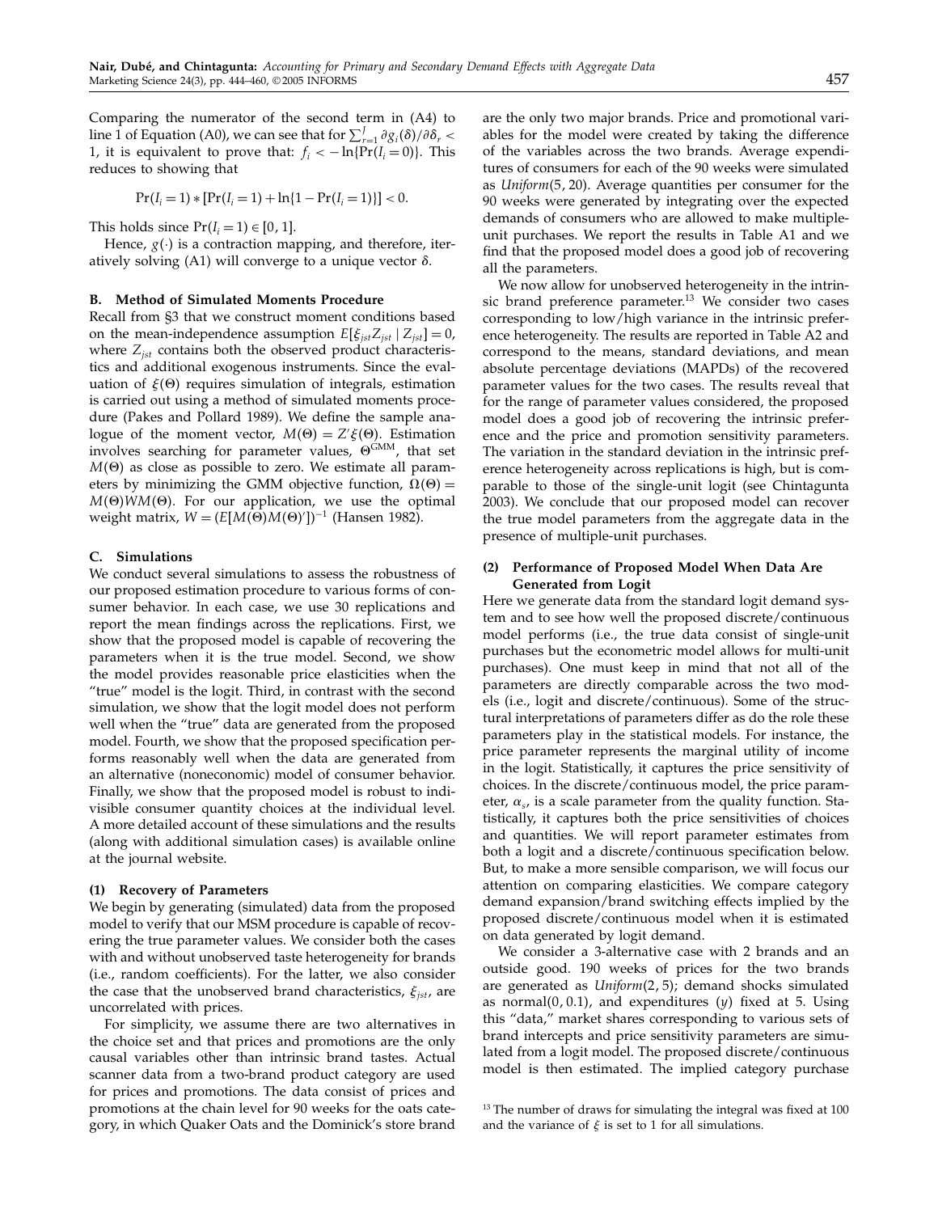Comparing the numerator of the second term in (A4) to line 1 of Equation (A0), we can see that for $\sum_{r=1}^{J} \partial g_i(\delta)/\partial \delta_r < 1$, it is equivalent to prove that: $f_i < -\ln\{\Pr(I_i = 0)\}$. This reduces to showing that

$$\Pr(I_i = 1) * [\Pr(I_i = 1) + \ln\{1 - \Pr(I_i = 1)\}] < 0.$$

This holds since $\Pr(I_i = 1) \in [0, 1]$.

Hence, $g(\cdot)$ is a contraction mapping, and therefore, iteratively solving (A1) will converge to a unique vector $\delta$.

### B. Method of Simulated Moments Procedure

Recall from §3 that we construct moment conditions based on the mean-independence assumption $E[\xi_{jst} Z_{jst} \mid Z_{jst}] = 0$, where $Z_{jst}$ contains both the observed product characteristics and additional exogenous instruments. Since the evaluation of $\xi(\Theta)$ requires simulation of integrals, estimation is carried out using a method of simulated moments procedure (Pakes and Pollard 1989). We define the sample analogue of the moment vector, $M(\Theta) = Z'\xi(\Theta)$. Estimation involves searching for parameter values, $\Theta^{\text{GMM}}$, that set $M(\Theta)$ as close as possible to zero. We estimate all parameters by minimizing the GMM objective function, $\Omega(\Theta) = M(\Theta)WM(\Theta)$. For our application, we use the optimal weight matrix, $W = (E[M(\Theta)M(\Theta)'])^{-1}$ (Hansen 1982).

### C. Simulations

We conduct several simulations to assess the robustness of our proposed estimation procedure to various forms of consumer behavior. In each case, we use 30 replications and report the mean findings across the replications. First, we show that the proposed model is capable of recovering the parameters when it is the true model. Second, we show the model provides reasonable price elasticities when the "true" model is the logit. Third, in contrast with the second simulation, we show that the logit model does not perform well when the "true" data are generated from the proposed model. Fourth, we show that the proposed specification performs reasonably well when the data are generated from an alternative (noneconomic) model of consumer behavior. Finally, we show that the proposed model is robust to indivisible consumer quantity choices at the individual level. A more detailed account of these simulations and the results (along with additional simulation cases) is available online at the journal website.

#### (1) Recovery of Parameters

We begin by generating (simulated) data from the proposed model to verify that our MSM procedure is capable of recovering the true parameter values. We consider both the cases with and without unobserved taste heterogeneity for brands (i.e., random coefficients). For the latter, we also consider the case that the unobserved brand characteristics, $\xi_{jst}$, are uncorrelated with prices.

For simplicity, we assume there are two alternatives in the choice set and that prices and promotions are the only causal variables other than intrinsic brand tastes. Actual scanner data from a two-brand product category are used for prices and promotions. The data consist of prices and promotions at the chain level for 90 weeks for the oats category, in which Quaker Oats and the Dominick's store brand are the only two major brands. Price and promotional variables for the model were created by taking the difference of the variables across the two brands. Average expenditures of consumers for each of the 90 weeks were simulated as *Uniform*(5, 20). Average quantities per consumer for the 90 weeks were generated by integrating over the expected demands of consumers who are allowed to make multiple-unit purchases. We report the results in Table A1 and we find that the proposed model does a good job of recovering all the parameters.

We now allow for unobserved heterogeneity in the intrinsic brand preference parameter.[13] We consider two cases corresponding to low/high variance in the intrinsic preference heterogeneity. The results are reported in Table A2 and correspond to the means, standard deviations, and mean absolute percentage deviations (MAPDs) of the recovered parameter values for the two cases. The results reveal that for the range of parameter values considered, the proposed model does a good job of recovering the intrinsic preference and the price and promotion sensitivity parameters. The variation in the standard deviation in the intrinsic preference heterogeneity across replications is high, but is comparable to those of the single-unit logit (see Chintagunta 2003). We conclude that our proposed model can recover the true model parameters from the aggregate data in the presence of multiple-unit purchases.

#### (2) Performance of Proposed Model When Data Are Generated from Logit

Here we generate data from the standard logit demand system and to see how well the proposed discrete/continuous model performs (i.e., the true data consist of single-unit purchases but the econometric model allows for multi-unit purchases). One must keep in mind that not all of the parameters are directly comparable across the two models (i.e., logit and discrete/continuous). Some of the structural interpretations of parameters differ as do the role these parameters play in the statistical models. For instance, the price parameter represents the marginal utility of income in the logit. Statistically, it captures the price sensitivity of choices. In the discrete/continuous model, the price parameter, $\alpha_s$, is a scale parameter from the quality function. Statistically, it captures both the price sensitivities of choices and quantities. We will report parameter estimates from both a logit and a discrete/continuous specification below. But, to make a more sensible comparison, we will focus our attention on comparing elasticities. We compare category demand expansion/brand switching effects implied by the proposed discrete/continuous model when it is estimated on data generated by logit demand.

We consider a 3-alternative case with 2 brands and an outside good. 190 weeks of prices for the two brands are generated as *Uniform*(2, 5); demand shocks simulated as normal(0, 0.1), and expenditures ($y$) fixed at 5. Using this "data," market shares corresponding to various sets of brand intercepts and price sensitivity parameters are simulated from a logit model. The proposed discrete/continuous model is then estimated. The implied category purchase

[13] The number of draws for simulating the integral was fixed at 100 and the variance of $\xi$ is set to 1 for all simulations.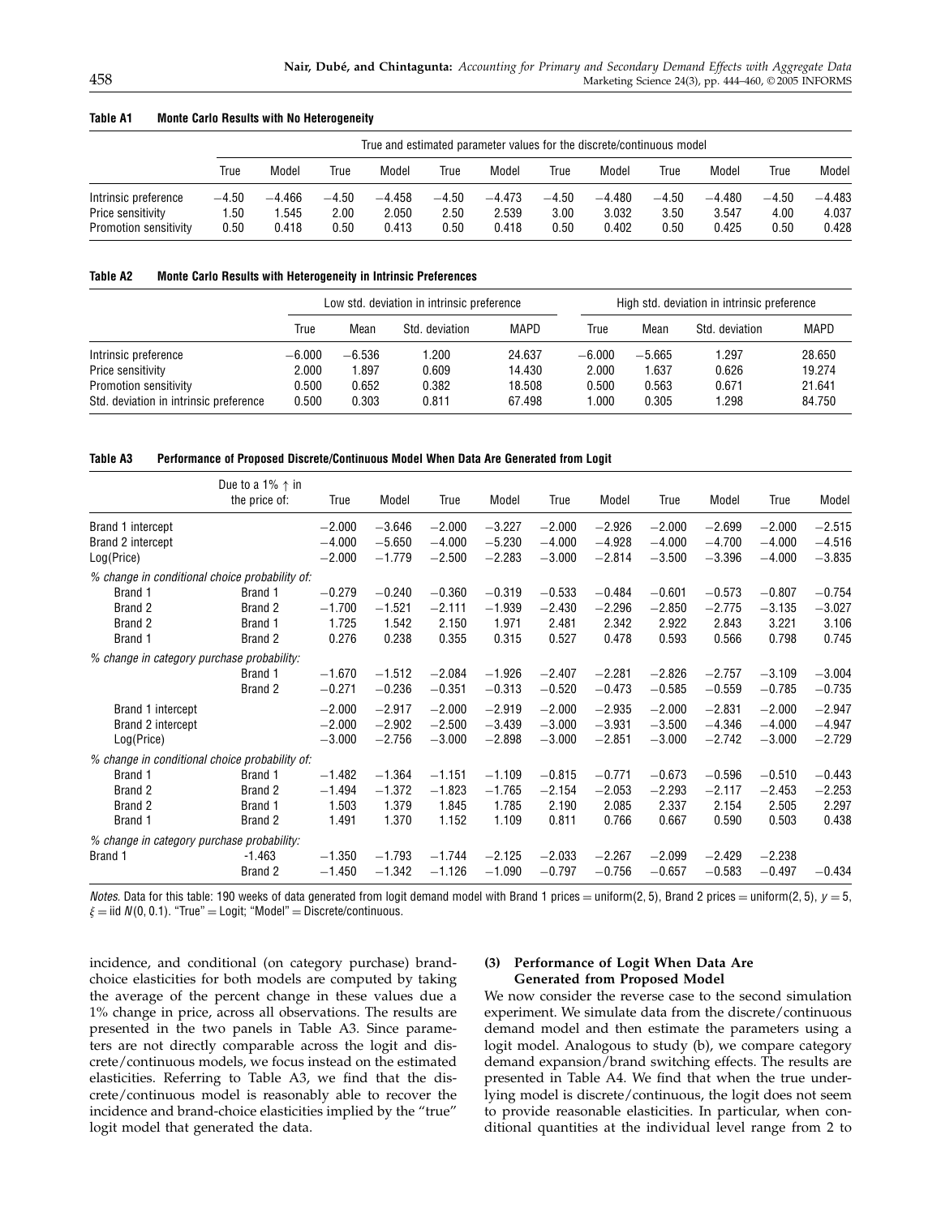**Table A1 Monte Carlo Results with No Heterogeneity**

| | True and estimated parameter values for the discrete/continuous model | | | | | | | | | | | |
|---|---|---|---|---|---|---|---|---|---|---|---|---|
| | True | Model | True | Model | True | Model | True | Model | True | Model | True | Model |
| Intrinsic preference | −4.50 | −4.466 | −4.50 | −4.458 | −4.50 | −4.473 | −4.50 | −4.480 | −4.50 | −4.480 | −4.50 | −4.483 |
| Price sensitivity | 1.50 | 1.545 | 2.00 | 2.050 | 2.50 | 2.539 | 3.00 | 3.032 | 3.50 | 3.547 | 4.00 | 4.037 |
| Promotion sensitivity | 0.50 | 0.418 | 0.50 | 0.413 | 0.50 | 0.418 | 0.50 | 0.402 | 0.50 | 0.425 | 0.50 | 0.428 |

**Table A2 Monte Carlo Results with Heterogeneity in Intrinsic Preferences**

| | Low std. deviation in intrinsic preference | | | | High std. deviation in intrinsic preference | | | |
|---|---|---|---|---|---|---|---|---|
| | True | Mean | Std. deviation | MAPD | True | Mean | Std. deviation | MAPD |
| Intrinsic preference | −6.000 | −6.536 | 1.200 | 24.637 | −6.000 | −5.665 | 1.297 | 28.650 |
| Price sensitivity | 2.000 | 1.897 | 0.609 | 14.430 | 2.000 | 1.637 | 0.626 | 19.274 |
| Promotion sensitivity | 0.500 | 0.652 | 0.382 | 18.508 | 0.500 | 0.563 | 0.671 | 21.641 |
| Std. deviation in intrinsic preference | 0.500 | 0.303 | 0.811 | 67.498 | 1.000 | 0.305 | 1.298 | 84.750 |

**Table A3 Performance of Proposed Discrete/Continuous Model When Data Are Generated from Logit**

| | Due to a 1% ↑ in the price of: | True | Model | True | Model | True | Model | True | Model | True | Model |
|---|---|---|---|---|---|---|---|---|---|---|---|
| Brand 1 intercept | | −2.000 | −3.646 | −2.000 | −3.227 | −2.000 | −2.926 | −2.000 | −2.699 | −2.000 | −2.515 |
| Brand 2 intercept | | −4.000 | −5.650 | −4.000 | −5.230 | −4.000 | −4.928 | −4.000 | −4.700 | −4.000 | −4.516 |
| Log(Price) | | −2.000 | −1.779 | −2.500 | −2.283 | −3.000 | −2.814 | −3.500 | −3.396 | −4.000 | −3.835 |
| *% change in conditional choice probability of:* | | | | | | | | | | | |
| Brand 1 | Brand 1 | −0.279 | −0.240 | −0.360 | −0.319 | −0.533 | −0.484 | −0.601 | −0.573 | −0.807 | −0.754 |
| Brand 2 | Brand 2 | −1.700 | −1.521 | −2.111 | −1.939 | −2.430 | −2.296 | −2.850 | −2.775 | −3.135 | −3.027 |
| Brand 2 | Brand 1 | 1.725 | 1.542 | 2.150 | 1.971 | 2.481 | 2.342 | 2.922 | 2.843 | 3.221 | 3.106 |
| Brand 1 | Brand 2 | 0.276 | 0.238 | 0.355 | 0.315 | 0.527 | 0.478 | 0.593 | 0.566 | 0.798 | 0.745 |
| *% change in category purchase probability:* | | | | | | | | | | | |
| | Brand 1 | −1.670 | −1.512 | −2.084 | −1.926 | −2.407 | −2.281 | −2.826 | −2.757 | −3.109 | −3.004 |
| | Brand 2 | −0.271 | −0.236 | −0.351 | −0.313 | −0.520 | −0.473 | −0.585 | −0.559 | −0.785 | −0.735 |
| Brand 1 intercept | | −2.000 | −2.917 | −2.000 | −2.919 | −2.000 | −2.935 | −2.000 | −2.831 | −2.000 | −2.947 |
| Brand 2 intercept | | −2.000 | −2.902 | −2.500 | −3.439 | −3.000 | −3.931 | −3.500 | −4.346 | −4.000 | −4.947 |
| Log(Price) | | −3.000 | −2.756 | −3.000 | −2.898 | −3.000 | −2.851 | −3.000 | −2.742 | −3.000 | −2.729 |
| *% change in conditional choice probability of:* | | | | | | | | | | | |
| Brand 1 | Brand 1 | −1.482 | −1.364 | −1.151 | −1.109 | −0.815 | −0.771 | −0.673 | −0.596 | −0.510 | −0.443 |
| Brand 2 | Brand 2 | −1.494 | −1.372 | −1.823 | −1.765 | −2.154 | −2.053 | −2.293 | −2.117 | −2.453 | −2.253 |
| Brand 2 | Brand 1 | 1.503 | 1.379 | 1.845 | 1.785 | 2.190 | 2.085 | 2.337 | 2.154 | 2.505 | 2.297 |
| Brand 1 | Brand 2 | 1.491 | 1.370 | 1.152 | 1.109 | 0.811 | 0.766 | 0.667 | 0.590 | 0.503 | 0.438 |
| *% change in category purchase probability:* | | | | | | | | | | | |
| Brand 1 | -1.463 | −1.350 | −1.793 | −1.744 | −2.125 | −2.033 | −2.267 | −2.099 | −2.429 | −2.238 | |
| | Brand 2 | −1.450 | −1.342 | −1.126 | −1.090 | −0.797 | −0.756 | −0.657 | −0.583 | −0.497 | −0.434 |

*Notes.* Data for this table: 190 weeks of data generated from logit demand model with Brand 1 prices = uniform(2, 5), Brand 2 prices = uniform(2, 5), $y = 5$, $\xi$ = iid $N(0, 0.1)$. "True" = Logit; "Model" = Discrete/continuous.

incidence, and conditional (on category purchase) brand-choice elasticities for both models are computed by taking the average of the percent change in these values due a 1% change in price, across all observations. The results are presented in the two panels in Table A3. Since parameters are not directly comparable across the logit and discrete/continuous models, we focus instead on the estimated elasticities. Referring to Table A3, we find that the discrete/continuous model is reasonably able to recover the incidence and brand-choice elasticities implied by the "true" logit model that generated the data.

**(3) Performance of Logit When Data Are Generated from Proposed Model**

We now consider the reverse case to the second simulation experiment. We simulate data from the discrete/continuous demand model and then estimate the parameters using a logit model. Analogous to study (b), we compare category demand expansion/brand switching effects. The results are presented in Table A4. We find that when the true underlying model is discrete/continuous, the logit does not seem to provide reasonable elasticities. In particular, when conditional quantities at the individual level range from 2 to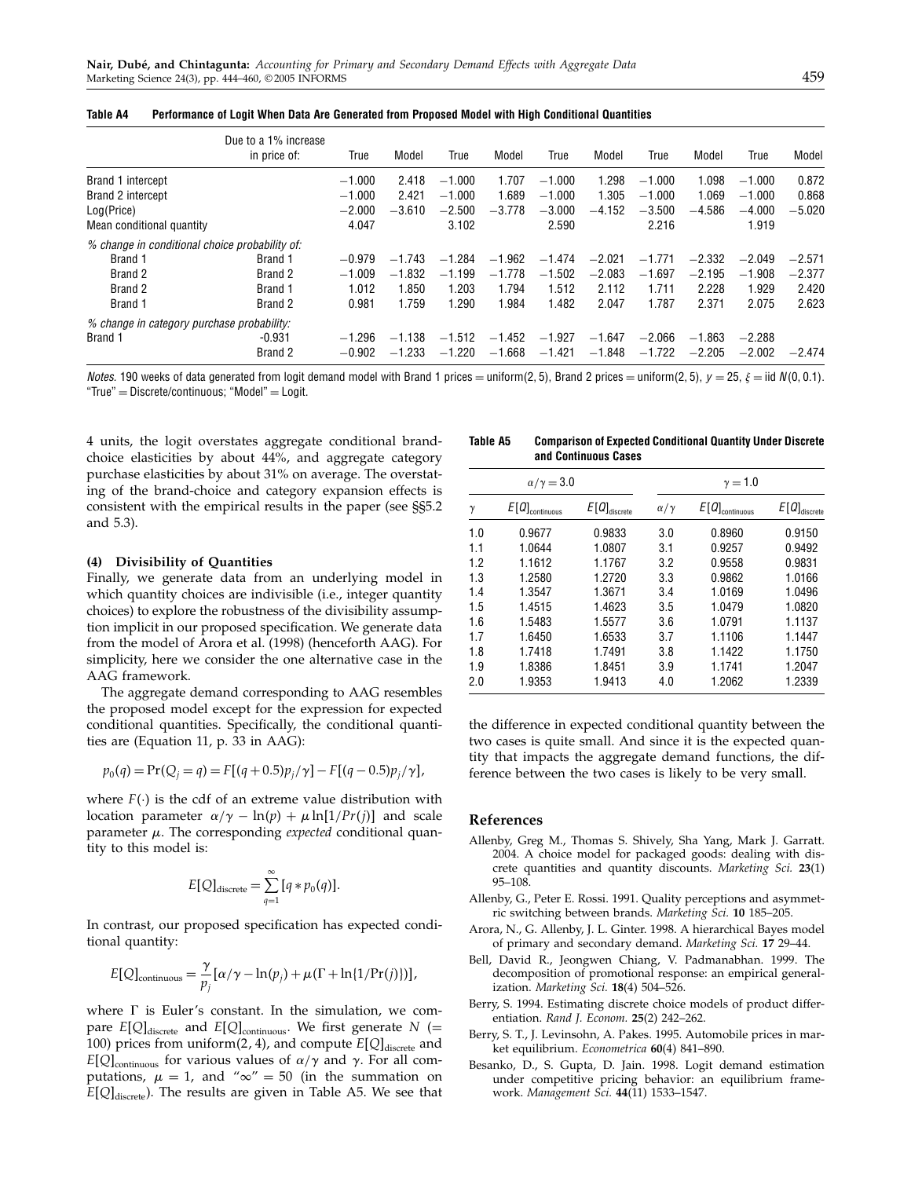**Table A4 Performance of Logit When Data Are Generated from Proposed Model with High Conditional Quantities**

| | Due to a 1% increase in price of: | True | Model | True | Model | True | Model | True | Model | True | Model |
|---|---|---|---|---|---|---|---|---|---|---|---|
| Brand 1 intercept | | −1.000 | 2.418 | −1.000 | 1.707 | −1.000 | 1.298 | −1.000 | 1.098 | −1.000 | 0.872 |
| Brand 2 intercept | | −1.000 | 2.421 | −1.000 | 1.689 | −1.000 | 1.305 | −1.000 | 1.069 | −1.000 | 0.868 |
| Log(Price) | | −2.000 | −3.610 | −2.500 | −3.778 | −3.000 | −4.152 | −3.500 | −4.586 | −4.000 | −5.020 |
| Mean conditional quantity | | 4.047 | | 3.102 | | 2.590 | | 2.216 | | 1.919 | |
| *% change in conditional choice probability of:* | | | | | | | | | | | |
| Brand 1 | Brand 1 | −0.979 | −1.743 | −1.284 | −1.962 | −1.474 | −2.021 | −1.771 | −2.332 | −2.049 | −2.571 |
| Brand 2 | Brand 2 | −1.009 | −1.832 | −1.199 | −1.778 | −1.502 | −2.083 | −1.697 | −2.195 | −1.908 | −2.377 |
| Brand 2 | Brand 1 | 1.012 | 1.850 | 1.203 | 1.794 | 1.512 | 2.112 | 1.711 | 2.228 | 1.929 | 2.420 |
| Brand 1 | Brand 2 | 0.981 | 1.759 | 1.290 | 1.984 | 1.482 | 2.047 | 1.787 | 2.371 | 2.075 | 2.623 |
| *% change in category purchase probability:* | | | | | | | | | | | |
| Brand 1 | −0.931 | −1.296 | −1.138 | −1.512 | −1.452 | −1.927 | −1.647 | −2.066 | −1.863 | −2.288 | |
| | Brand 2 | −0.902 | −1.233 | −1.220 | −1.668 | −1.421 | −1.848 | −1.722 | −2.205 | −2.002 | −2.474 |

*Notes.* 190 weeks of data generated from logit demand model with Brand 1 prices = uniform(2, 5), Brand 2 prices = uniform(2, 5), $y = 25$, $\xi$ = iid $N(0, 0.1)$. "True" = Discrete/continuous; "Model" = Logit.

4 units, the logit overstates aggregate conditional brand-choice elasticities by about 44%, and aggregate category purchase elasticities by about 31% on average. The overstating of the brand-choice and category expansion effects is consistent with the empirical results in the paper (see §§5.2 and 5.3).

**(4) Divisibility of Quantities**

Finally, we generate data from an underlying model in which quantity choices are indivisible (i.e., integer quantity choices) to explore the robustness of the divisibility assumption implicit in our proposed specification. We generate data from the model of Arora et al. (1998) (henceforth AAG). For simplicity, here we consider the one alternative case in the AAG framework.

The aggregate demand corresponding to AAG resembles the proposed model except for the expression for expected conditional quantities. Specifically, the conditional quantities are (Equation 11, p. 33 in AAG):

$$p_0(q) = \Pr(Q_j = q) = F[(q+0.5)p_j/\gamma] - F[(q-0.5)p_j/\gamma],$$

where $F(\cdot)$ is the cdf of an extreme value distribution with location parameter $\alpha/\gamma - \ln(p) + \mu \ln[1/Pr(j)]$ and scale parameter $\mu$. The corresponding *expected* conditional quantity to this model is:

$$E[Q]_{\text{discrete}} = \sum_{q=1}^{\infty} [q * p_0(q)].$$

In contrast, our proposed specification has expected conditional quantity:

$$E[Q]_{\text{continuous}} = \frac{\gamma}{p_j}[\alpha/\gamma - \ln(p_j) + \mu(\Gamma + \ln\{1/\Pr(j)\})],$$

where $\Gamma$ is Euler's constant. In the simulation, we compare $E[Q]_{\text{discrete}}$ and $E[Q]_{\text{continuous}}$. We first generate $N$ (= 100) prices from uniform(2, 4), and compute $E[Q]_{\text{discrete}}$ and $E[Q]_{\text{continuous}}$ for various values of $\alpha/\gamma$ and $\gamma$. For all computations, $\mu = 1$, and "$\infty$" = 50 (in the summation on $E[Q]_{\text{discrete}}$). The results are given in Table A5. We see that the difference in expected conditional quantity between the two cases is quite small. And since it is the expected quantity that impacts the aggregate demand functions, the difference between the two cases is likely to be very small.

**Table A5 Comparison of Expected Conditional Quantity Under Discrete and Continuous Cases**

| $\alpha/\gamma = 3.0$ | | | $\gamma = 1.0$ | | |
|---|---|---|---|---|---|
| $\gamma$ | $E[Q]_{\text{continuous}}$ | $E[Q]_{\text{discrete}}$ | $\alpha/\gamma$ | $E[Q]_{\text{continuous}}$ | $E[Q]_{\text{discrete}}$ |
| 1.0 | 0.9677 | 0.9833 | 3.0 | 0.8960 | 0.9150 |
| 1.1 | 1.0644 | 1.0807 | 3.1 | 0.9257 | 0.9492 |
| 1.2 | 1.1612 | 1.1767 | 3.2 | 0.9558 | 0.9831 |
| 1.3 | 1.2580 | 1.2720 | 3.3 | 0.9862 | 1.0166 |
| 1.4 | 1.3547 | 1.3671 | 3.4 | 1.0169 | 1.0496 |
| 1.5 | 1.4515 | 1.4623 | 3.5 | 1.0479 | 1.0820 |
| 1.6 | 1.5483 | 1.5577 | 3.6 | 1.0791 | 1.1137 |
| 1.7 | 1.6450 | 1.6533 | 3.7 | 1.1106 | 1.1447 |
| 1.8 | 1.7418 | 1.7491 | 3.8 | 1.1422 | 1.1750 |
| 1.9 | 1.8386 | 1.8451 | 3.9 | 1.1741 | 1.2047 |
| 2.0 | 1.9353 | 1.9413 | 4.0 | 1.2062 | 1.2339 |

## References

Allenby, Greg M., Thomas S. Shively, Sha Yang, Mark J. Garratt. 2004. A choice model for packaged goods: dealing with discrete quantities and quantity discounts. *Marketing Sci.* **23**(1) 95–108.

Allenby, G., Peter E. Rossi. 1991. Quality perceptions and asymmetric switching between brands. *Marketing Sci.* **10** 185–205.

Arora, N., G. Allenby, J. L. Ginter. 1998. A hierarchical Bayes model of primary and secondary demand. *Marketing Sci.* **17** 29–44.

Bell, David R., Jeongwen Chiang, V. Padmanabhan. 1999. The decomposition of promotional response: an empirical generalization. *Marketing Sci.* **18**(4) 504–526.

Berry, S. 1994. Estimating discrete choice models of product differentiation. *Rand J. Econom.* **25**(2) 242–262.

Berry, S. T., J. Levinsohn, A. Pakes. 1995. Automobile prices in market equilibrium. *Econometrica* **60**(4) 841–890.

Besanko, D., S. Gupta, D. Jain. 1998. Logit demand estimation under competitive pricing behavior: an equilibrium framework. *Management Sci.* **44**(11) 1533–1547.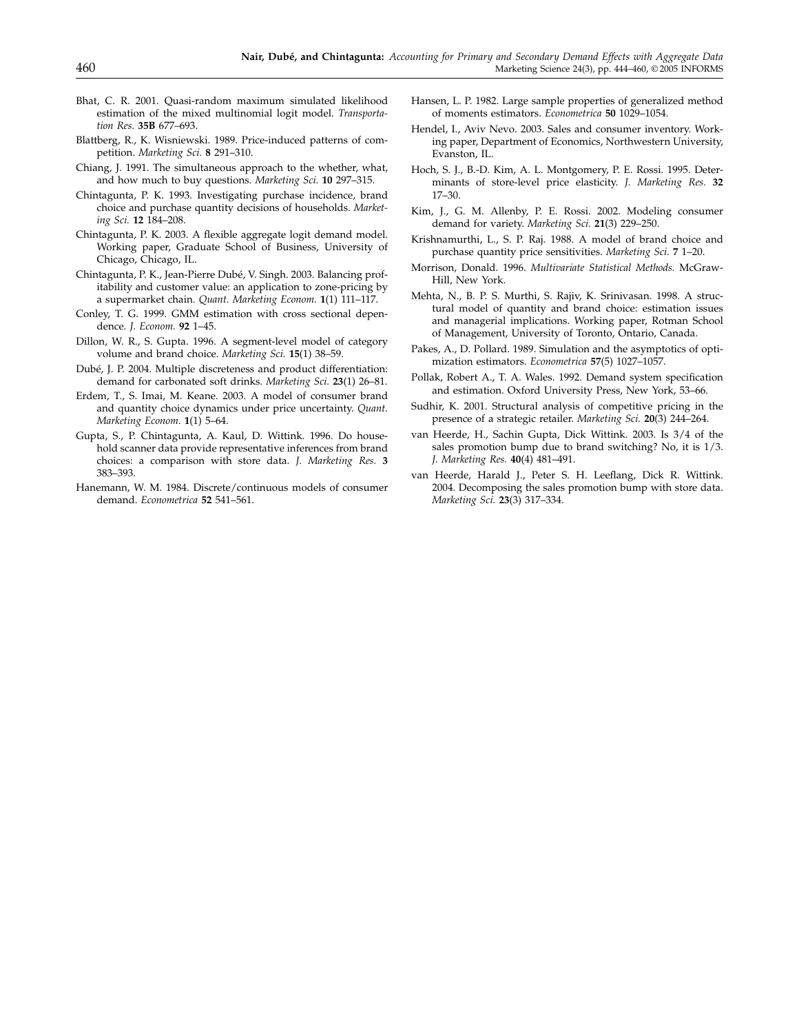Bhat, C. R. 2001. Quasi-random maximum simulated likelihood estimation of the mixed multinomial logit model. *Transportation Res.* **35B** 677–693.

Blattberg, R., K. Wisniewski. 1989. Price-induced patterns of competition. *Marketing Sci.* **8** 291–310.

Chiang, J. 1991. The simultaneous approach to the whether, what, and how much to buy questions. *Marketing Sci.* **10** 297–315.

Chintagunta, P. K. 1993. Investigating purchase incidence, brand choice and purchase quantity decisions of households. *Marketing Sci.* **12** 184–208.

Chintagunta, P. K. 2003. A flexible aggregate logit demand model. Working paper, Graduate School of Business, University of Chicago, Chicago, IL.

Chintagunta, P. K., Jean-Pierre Dubé, V. Singh. 2003. Balancing profitability and customer value: an application to zone-pricing by a supermarket chain. *Quant. Marketing Econom.* **1**(1) 111–117.

Conley, T. G. 1999. GMM estimation with cross sectional dependence. *J. Econom.* **92** 1–45.

Dillon, W. R., S. Gupta. 1996. A segment-level model of category volume and brand choice. *Marketing Sci.* **15**(1) 38–59.

Dubé, J. P. 2004. Multiple discreteness and product differentiation: demand for carbonated soft drinks. *Marketing Sci.* **23**(1) 26–81.

Erdem, T., S. Imai, M. Keane. 2003. A model of consumer brand and quantity choice dynamics under price uncertainty. *Quant. Marketing Econom.* **1**(1) 5–64.

Gupta, S., P. Chintagunta, A. Kaul, D. Wittink. 1996. Do household scanner data provide representative inferences from brand choices: a comparison with store data. *J. Marketing Res.* **3** 383–393.

Hanemann, W. M. 1984. Discrete/continuous models of consumer demand. *Econometrica* **52** 541–561.

Hansen, L. P. 1982. Large sample properties of generalized method of moments estimators. *Econometrica* **50** 1029–1054.

Hendel, I., Aviv Nevo. 2003. Sales and consumer inventory. Working paper, Department of Economics, Northwestern University, Evanston, IL.

Hoch, S. J., B.-D. Kim, A. L. Montgomery, P. E. Rossi. 1995. Determinants of store-level price elasticity. *J. Marketing Res.* **32** 17–30.

Kim, J., G. M. Allenby, P. E. Rossi. 2002. Modeling consumer demand for variety. *Marketing Sci.* **21**(3) 229–250.

Krishnamurthi, L., S. P. Raj. 1988. A model of brand choice and purchase quantity price sensitivities. *Marketing Sci.* **7** 1–20.

Morrison, Donald. 1996. *Multivariate Statistical Methods.* McGraw-Hill, New York.

Mehta, N., B. P. S. Murthi, S. Rajiv, K. Srinivasan. 1998. A structural model of quantity and brand choice: estimation issues and managerial implications. Working paper, Rotman School of Management, University of Toronto, Ontario, Canada.

Pakes, A., D. Pollard. 1989. Simulation and the asymptotics of optimization estimators. *Econometrica* **57**(5) 1027–1057.

Pollak, Robert A., T. A. Wales. 1992. Demand system specification and estimation. Oxford University Press, New York, 53–66.

Sudhir, K. 2001. Structural analysis of competitive pricing in the presence of a strategic retailer. *Marketing Sci.* **20**(3) 244–264.

van Heerde, H., Sachin Gupta, Dick Wittink. 2003. Is 3/4 of the sales promotion bump due to brand switching? No, it is 1/3. *J. Marketing Res.* **40**(4) 481–491.

van Heerde, Harald J., Peter S. H. Leeflang, Dick R. Wittink. 2004. Decomposing the sales promotion bump with store data. *Marketing Sci.* **23**(3) 317–334.